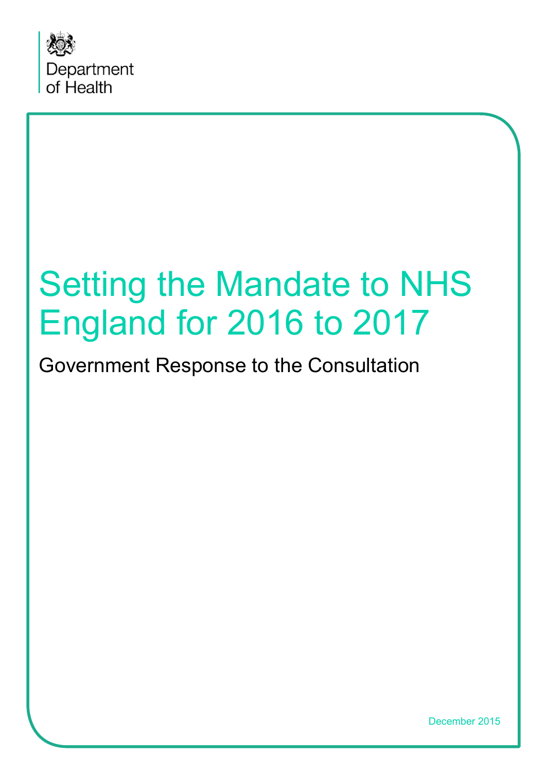Department of Health

# Setting the Mandate to NHS England for 2016 to 2017

## Government Response to the Consultation

December 2015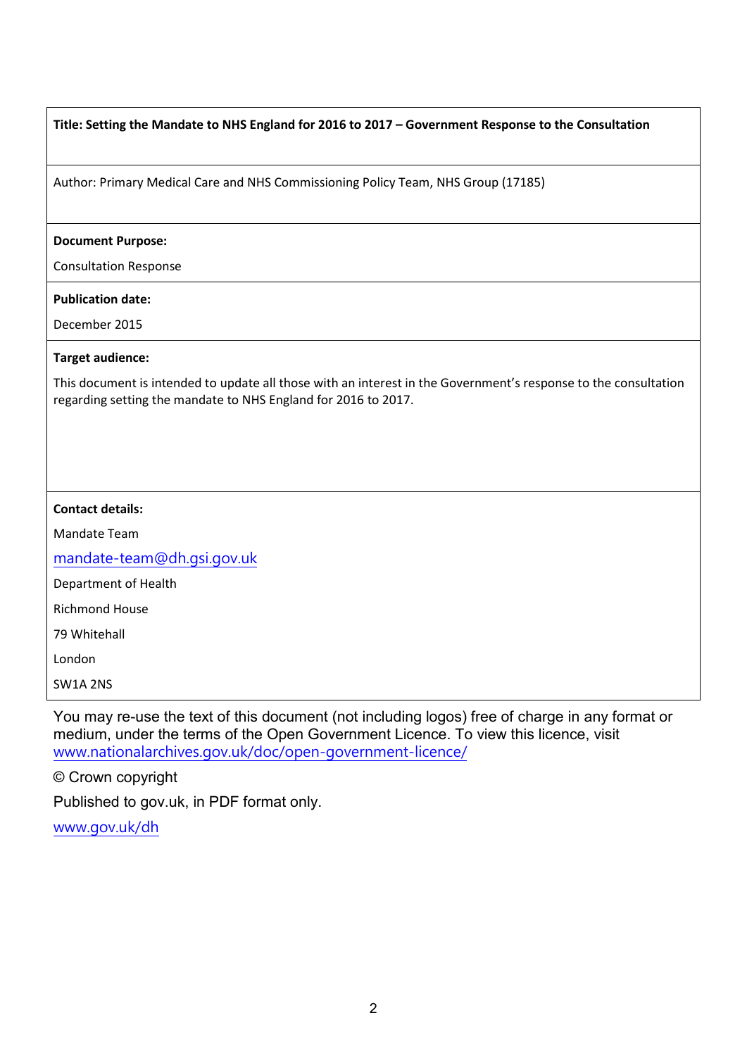**Title: Setting the Mandate to NHS England for 2016 to 2017 – Government Response to the Consultation**

Author: Primary Medical Care and NHS Commissioning Policy Team, NHS Group (17185)

**Document Purpose:**

Consultation Response

**Publication date:**

December 2015

**Target audience:**

This document is intended to update all those with an interest in the Government's response to the consultation regarding setting the mandate to NHS England for 2016 to 2017.

**Contact details:**

Mandate Team

mandate-team@dh.gsi.gov.uk

Department of Health

Richmond House

79 Whitehall

London

SW1A 2NS

You may re-use the text of this document (not including logos) free of charge in any format or medium, under the terms of the Open Government Licence. To view this licence, visit www.nationalarchives.gov.uk/doc/open-government-licence/

© Crown copyright

Published to gov.uk, in PDF format only.

www.gov.uk/dh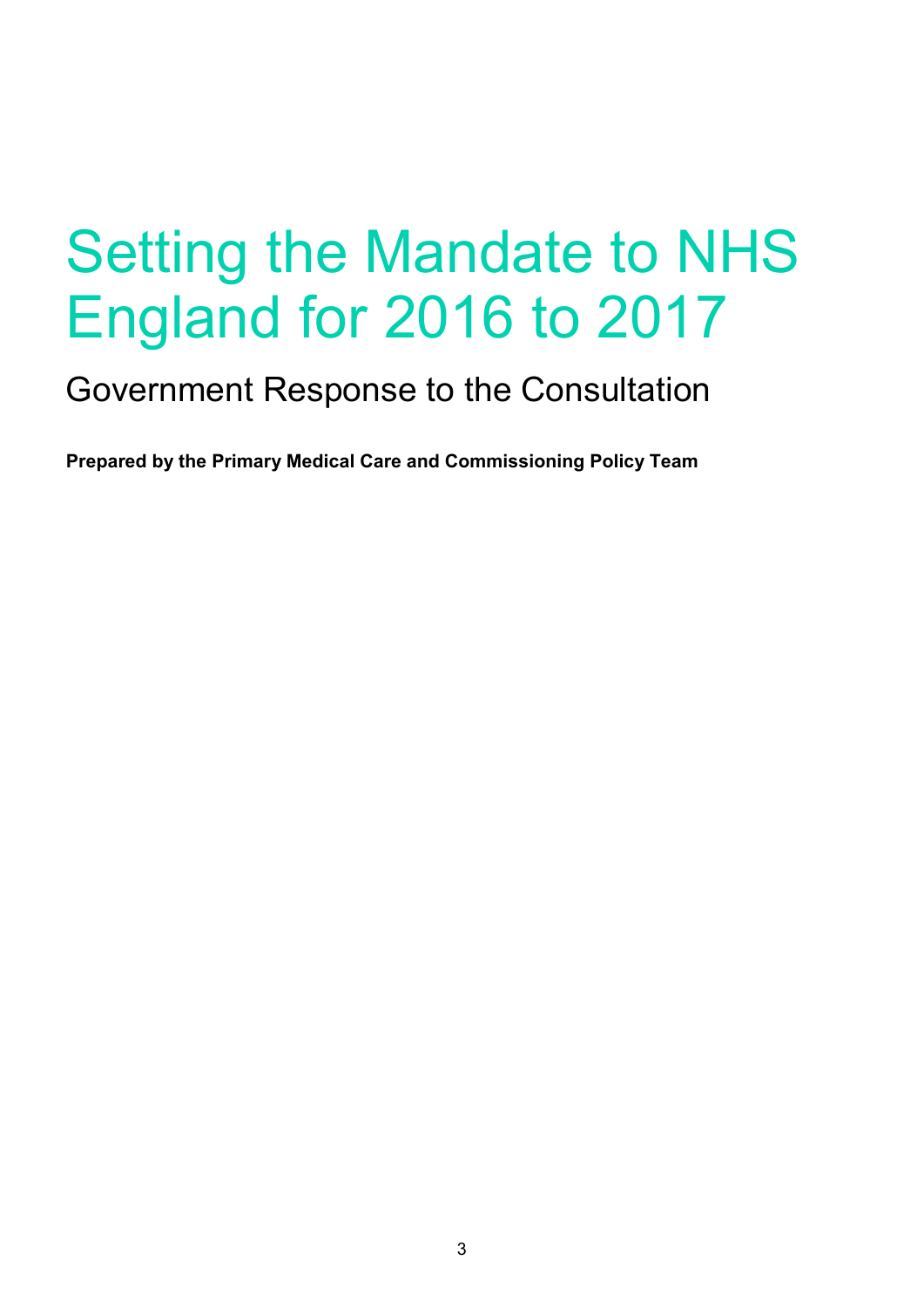# Setting the Mandate to NHS England for 2016 to 2017

## Government Response to the Consultation

**Prepared by the Primary Medical Care and Commissioning Policy Team**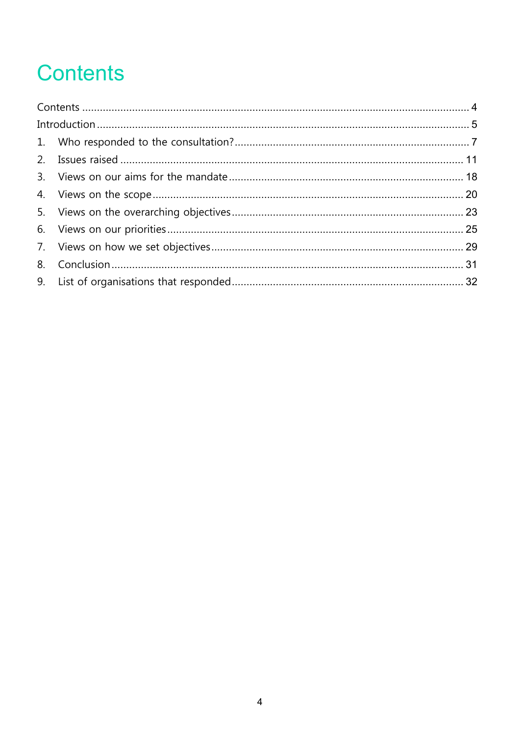# Contents

Contents ..... 4

Introduction ..... 5

1. Who responded to the consultation? ..... 7
2. Issues raised ..... 11
3. Views on our aims for the mandate ..... 18
4. Views on the scope ..... 20
5. Views on the overarching objectives ..... 23
6. Views on our priorities ..... 25
7. Views on how we set objectives ..... 29
8. Conclusion ..... 31
9. List of organisations that responded ..... 32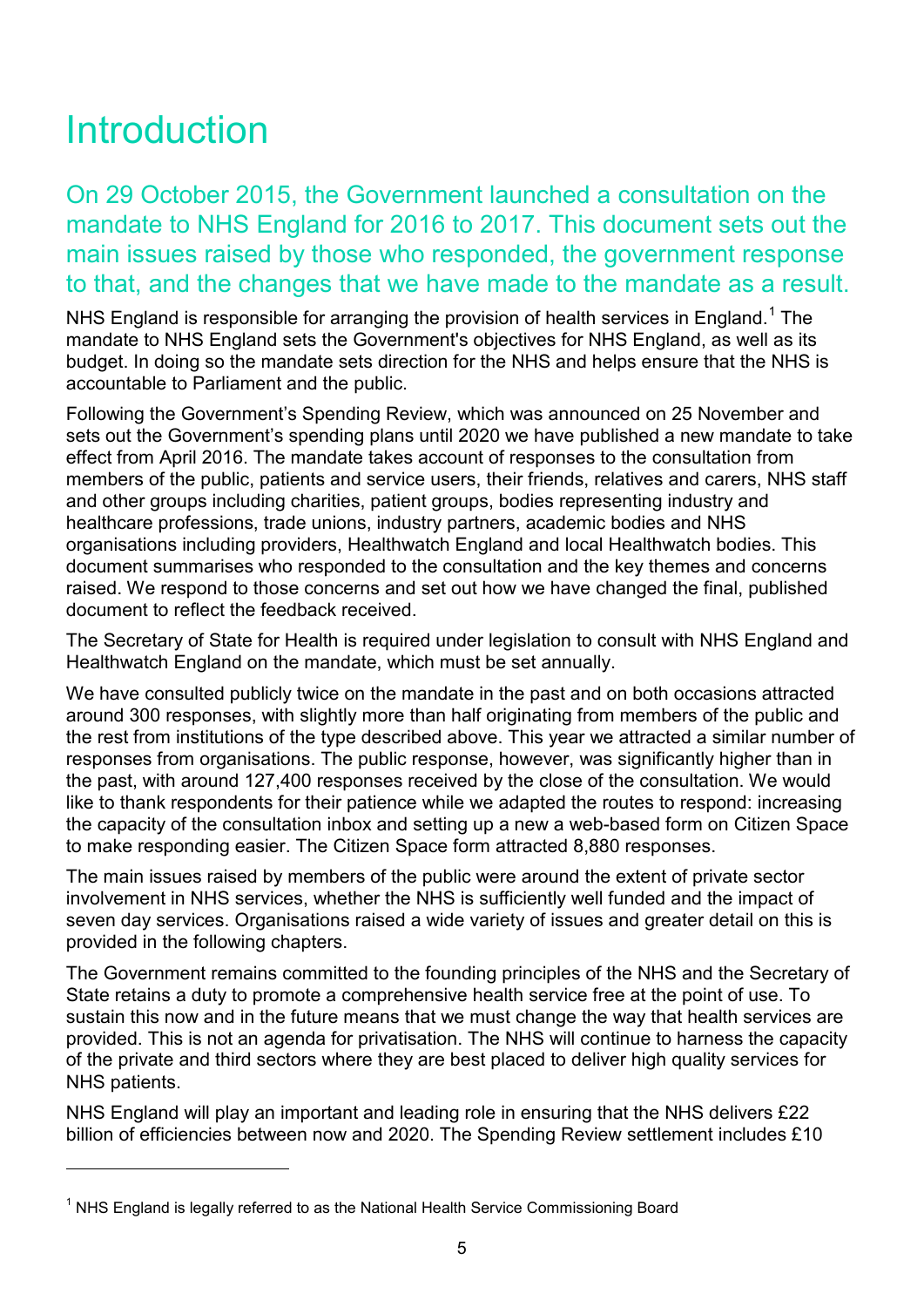# Introduction

On 29 October 2015, the Government launched a consultation on the mandate to NHS England for 2016 to 2017. This document sets out the main issues raised by those who responded, the government response to that, and the changes that we have made to the mandate as a result.

NHS England is responsible for arranging the provision of health services in England.[1] The mandate to NHS England sets the Government's objectives for NHS England, as well as its budget. In doing so the mandate sets direction for the NHS and helps ensure that the NHS is accountable to Parliament and the public.

Following the Government's Spending Review, which was announced on 25 November and sets out the Government's spending plans until 2020 we have published a new mandate to take effect from April 2016. The mandate takes account of responses to the consultation from members of the public, patients and service users, their friends, relatives and carers, NHS staff and other groups including charities, patient groups, bodies representing industry and healthcare professions, trade unions, industry partners, academic bodies and NHS organisations including providers, Healthwatch England and local Healthwatch bodies. This document summarises who responded to the consultation and the key themes and concerns raised. We respond to those concerns and set out how we have changed the final, published document to reflect the feedback received.

The Secretary of State for Health is required under legislation to consult with NHS England and Healthwatch England on the mandate, which must be set annually.

We have consulted publicly twice on the mandate in the past and on both occasions attracted around 300 responses, with slightly more than half originating from members of the public and the rest from institutions of the type described above. This year we attracted a similar number of responses from organisations. The public response, however, was significantly higher than in the past, with around 127,400 responses received by the close of the consultation. We would like to thank respondents for their patience while we adapted the routes to respond: increasing the capacity of the consultation inbox and setting up a new a web-based form on Citizen Space to make responding easier. The Citizen Space form attracted 8,880 responses.

The main issues raised by members of the public were around the extent of private sector involvement in NHS services, whether the NHS is sufficiently well funded and the impact of seven day services. Organisations raised a wide variety of issues and greater detail on this is provided in the following chapters.

The Government remains committed to the founding principles of the NHS and the Secretary of State retains a duty to promote a comprehensive health service free at the point of use. To sustain this now and in the future means that we must change the way that health services are provided. This is not an agenda for privatisation. The NHS will continue to harness the capacity of the private and third sectors where they are best placed to deliver high quality services for NHS patients.

NHS England will play an important and leading role in ensuring that the NHS delivers £22 billion of efficiencies between now and 2020. The Spending Review settlement includes £10

[1] NHS England is legally referred to as the National Health Service Commissioning Board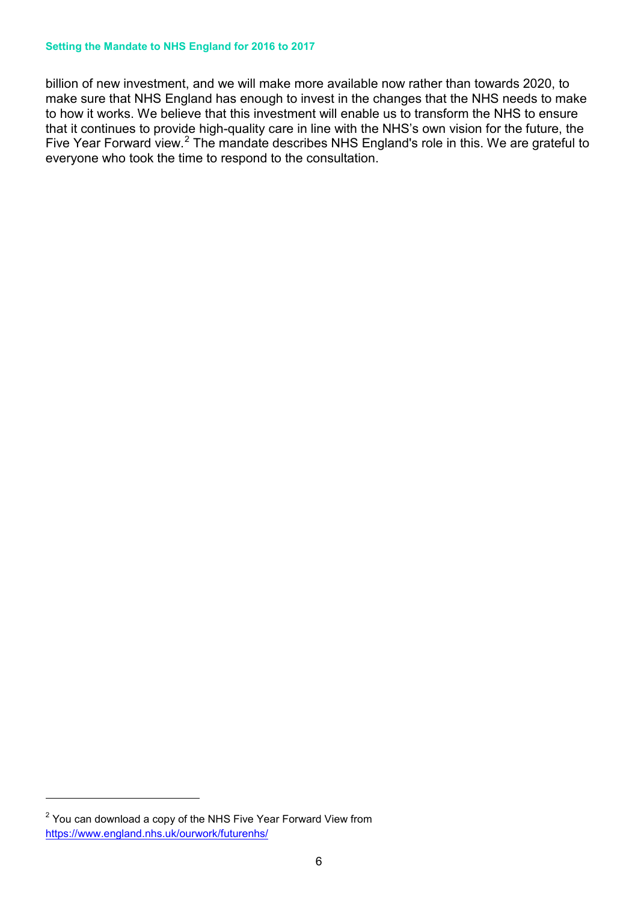billion of new investment, and we will make more available now rather than towards 2020, to make sure that NHS England has enough to invest in the changes that the NHS needs to make to how it works. We believe that this investment will enable us to transform the NHS to ensure that it continues to provide high-quality care in line with the NHS's own vision for the future, the Five Year Forward view.[2] The mandate describes NHS England's role in this. We are grateful to everyone who took the time to respond to the consultation.

---

[2] You can download a copy of the NHS Five Year Forward View from https://www.england.nhs.uk/ourwork/futurenhs/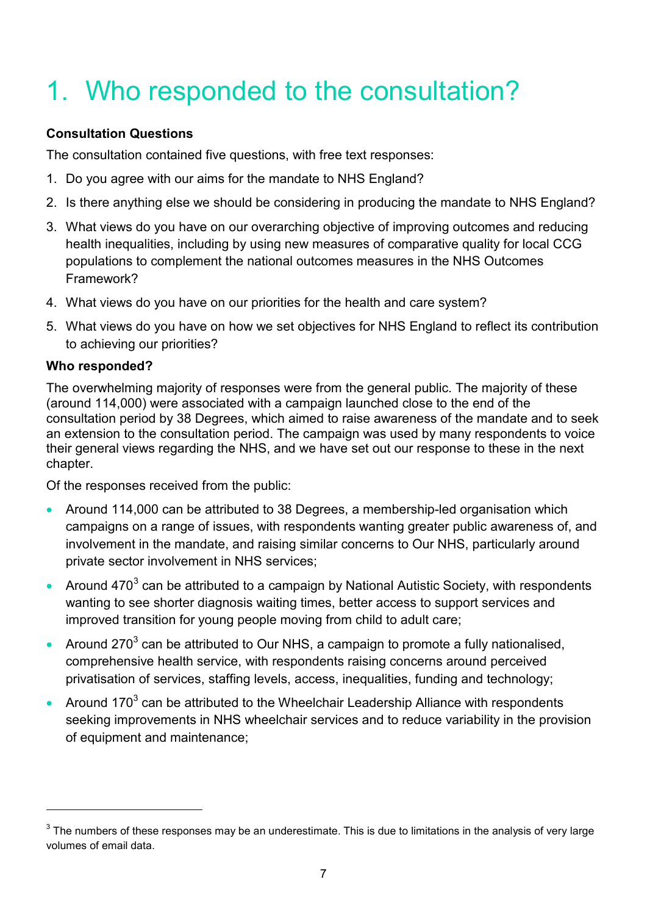# 1. Who responded to the consultation?

**Consultation Questions**

The consultation contained five questions, with free text responses:

1. Do you agree with our aims for the mandate to NHS England?
2. Is there anything else we should be considering in producing the mandate to NHS England?
3. What views do you have on our overarching objective of improving outcomes and reducing health inequalities, including by using new measures of comparative quality for local CCG populations to complement the national outcomes measures in the NHS Outcomes Framework?
4. What views do you have on our priorities for the health and care system?
5. What views do you have on how we set objectives for NHS England to reflect its contribution to achieving our priorities?

**Who responded?**

The overwhelming majority of responses were from the general public. The majority of these (around 114,000) were associated with a campaign launched close to the end of the consultation period by 38 Degrees, which aimed to raise awareness of the mandate and to seek an extension to the consultation period. The campaign was used by many respondents to voice their general views regarding the NHS, and we have set out our response to these in the next chapter.

Of the responses received from the public:

- Around 114,000 can be attributed to 38 Degrees, a membership-led organisation which campaigns on a range of issues, with respondents wanting greater public awareness of, and involvement in the mandate, and raising similar concerns to Our NHS, particularly around private sector involvement in NHS services;
- Around 470[3] can be attributed to a campaign by National Autistic Society, with respondents wanting to see shorter diagnosis waiting times, better access to support services and improved transition for young people moving from child to adult care;
- Around 270[3] can be attributed to Our NHS, a campaign to promote a fully nationalised, comprehensive health service, with respondents raising concerns around perceived privatisation of services, staffing levels, access, inequalities, funding and technology;
- Around 170[3] can be attributed to the Wheelchair Leadership Alliance with respondents seeking improvements in NHS wheelchair services and to reduce variability in the provision of equipment and maintenance;

[3] The numbers of these responses may be an underestimate. This is due to limitations in the analysis of very large volumes of email data.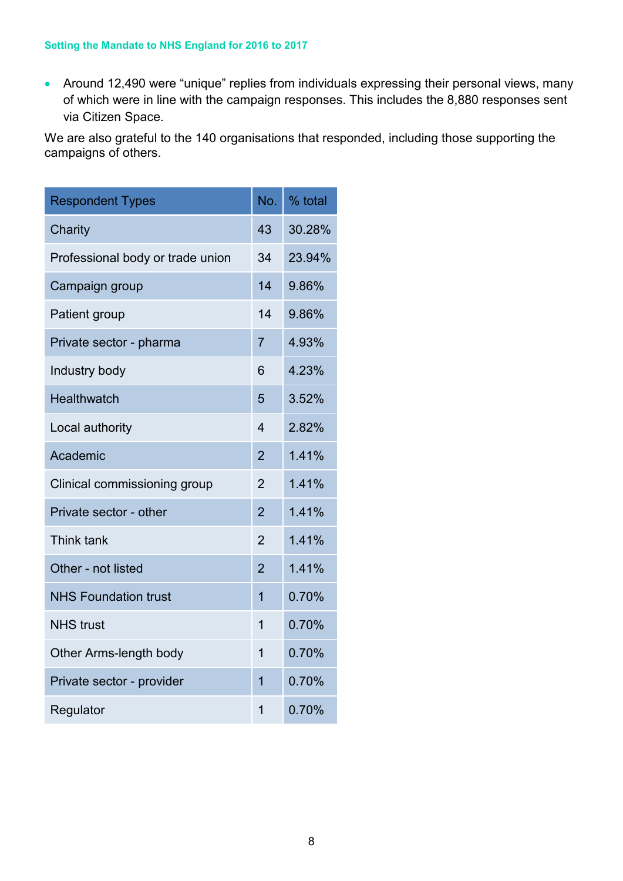- Around 12,490 were "unique" replies from individuals expressing their personal views, many of which were in line with the campaign responses. This includes the 8,880 responses sent via Citizen Space.

We are also grateful to the 140 organisations that responded, including those supporting the campaigns of others.

| Respondent Types | No. | % total |
|---|---|---|
| Charity | 43 | 30.28% |
| Professional body or trade union | 34 | 23.94% |
| Campaign group | 14 | 9.86% |
| Patient group | 14 | 9.86% |
| Private sector - pharma | 7 | 4.93% |
| Industry body | 6 | 4.23% |
| Healthwatch | 5 | 3.52% |
| Local authority | 4 | 2.82% |
| Academic | 2 | 1.41% |
| Clinical commissioning group | 2 | 1.41% |
| Private sector - other | 2 | 1.41% |
| Think tank | 2 | 1.41% |
| Other - not listed | 2 | 1.41% |
| NHS Foundation trust | 1 | 0.70% |
| NHS trust | 1 | 0.70% |
| Other Arms-length body | 1 | 0.70% |
| Private sector - provider | 1 | 0.70% |
| Regulator | 1 | 0.70% |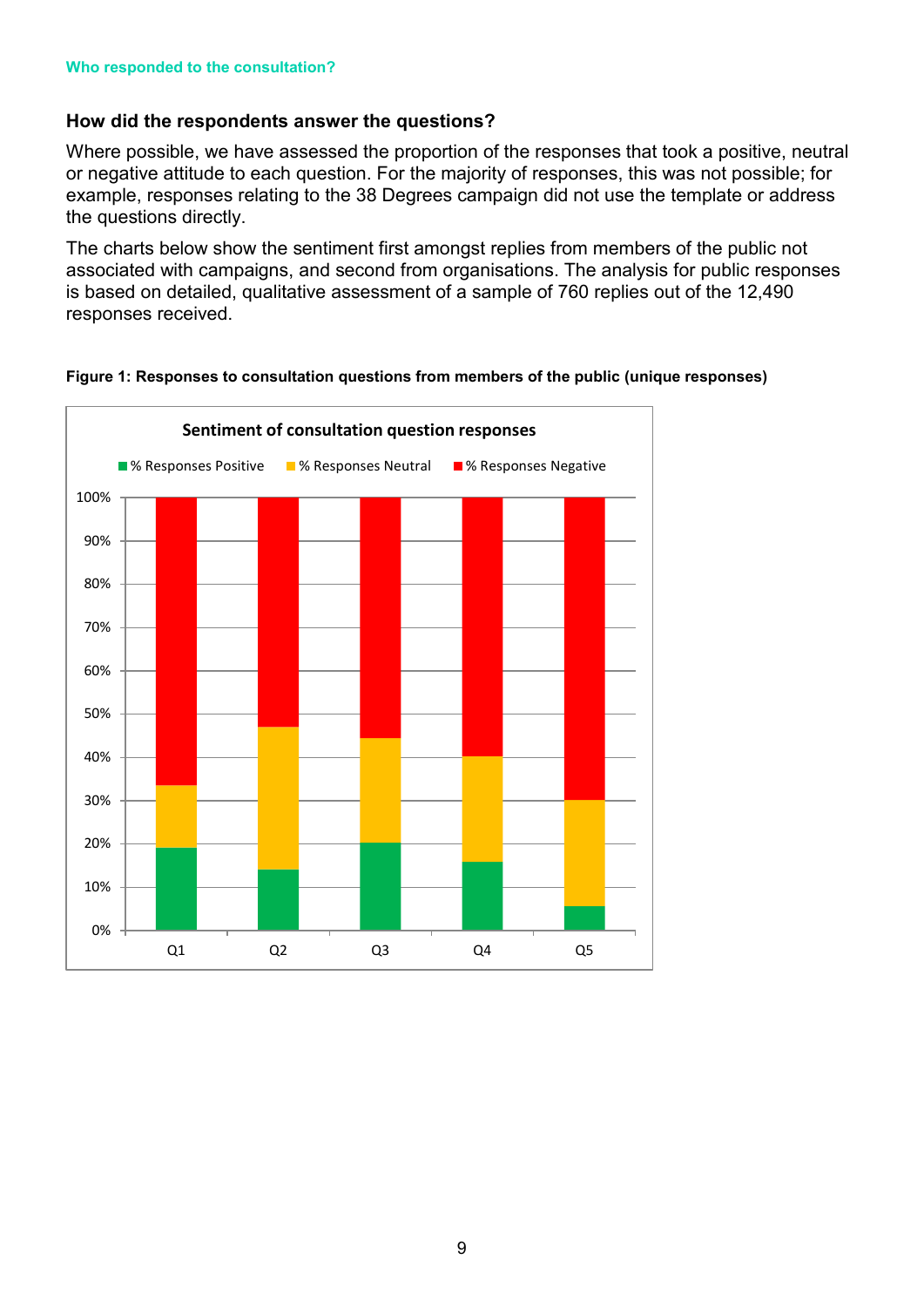Who responded to the consultation?

### How did the respondents answer the questions?

Where possible, we have assessed the proportion of the responses that took a positive, neutral or negative attitude to each question. For the majority of responses, this was not possible; for example, responses relating to the 38 Degrees campaign did not use the template or address the questions directly.

The charts below show the sentiment first amongst replies from members of the public not associated with campaigns, and second from organisations. The analysis for public responses is based on detailed, qualitative assessment of a sample of 760 replies out of the 12,490 responses received.

**Figure 1: Responses to consultation questions from members of the public (unique responses)**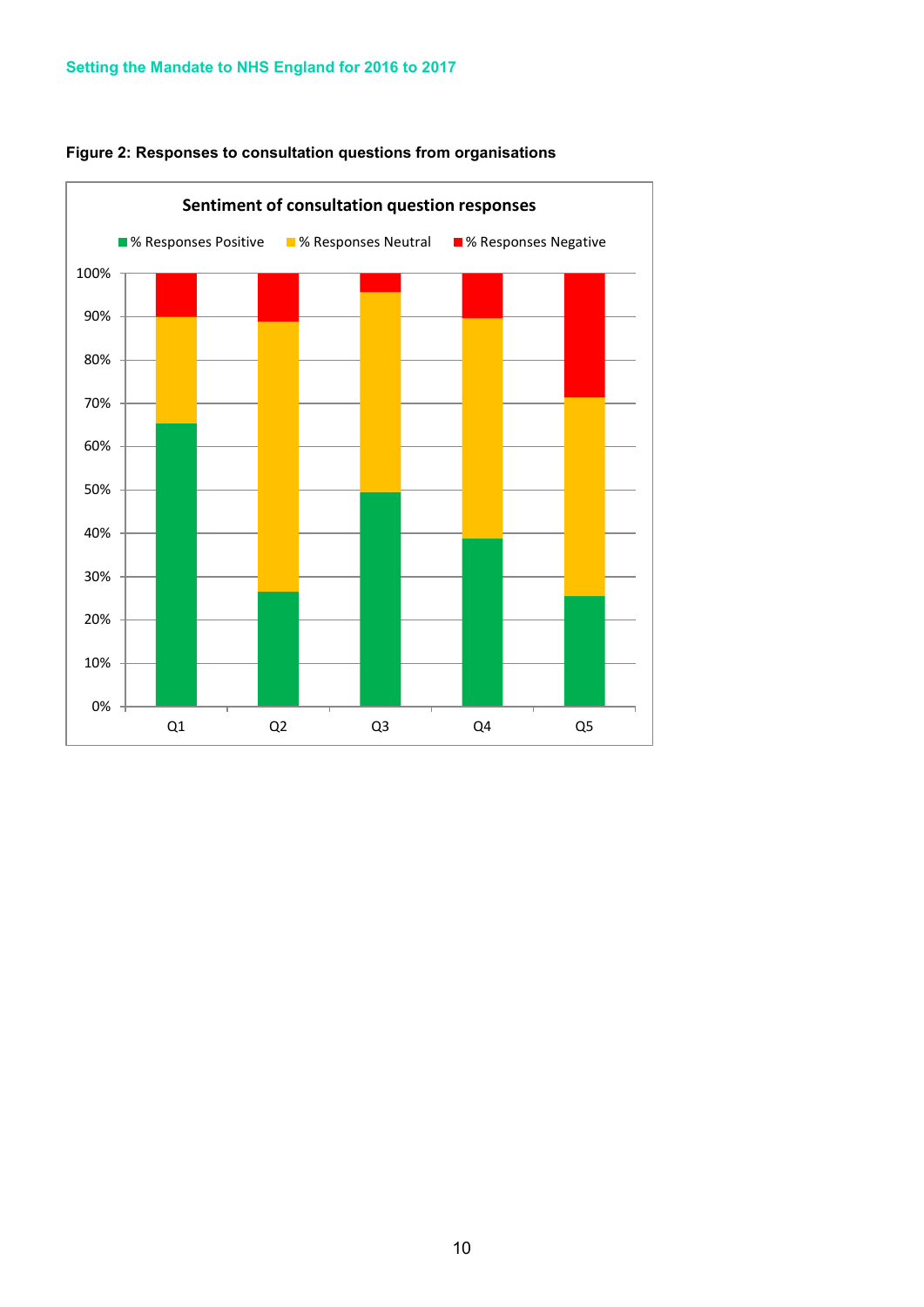**Figure 2: Responses to consultation questions from organisations**

Sentiment of consultation question responses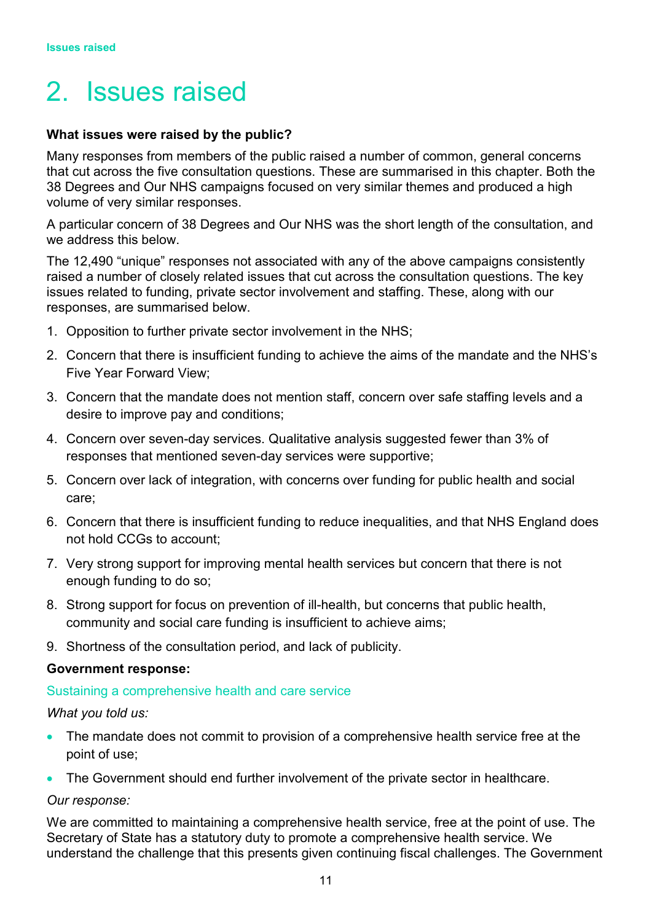# 2. Issues raised

**What issues were raised by the public?**

Many responses from members of the public raised a number of common, general concerns that cut across the five consultation questions. These are summarised in this chapter. Both the 38 Degrees and Our NHS campaigns focused on very similar themes and produced a high volume of very similar responses.

A particular concern of 38 Degrees and Our NHS was the short length of the consultation, and we address this below.

The 12,490 "unique" responses not associated with any of the above campaigns consistently raised a number of closely related issues that cut across the consultation questions. The key issues related to funding, private sector involvement and staffing. These, along with our responses, are summarised below.

1. Opposition to further private sector involvement in the NHS;
2. Concern that there is insufficient funding to achieve the aims of the mandate and the NHS's Five Year Forward View;
3. Concern that the mandate does not mention staff, concern over safe staffing levels and a desire to improve pay and conditions;
4. Concern over seven-day services. Qualitative analysis suggested fewer than 3% of responses that mentioned seven-day services were supportive;
5. Concern over lack of integration, with concerns over funding for public health and social care;
6. Concern that there is insufficient funding to reduce inequalities, and that NHS England does not hold CCGs to account;
7. Very strong support for improving mental health services but concern that there is not enough funding to do so;
8. Strong support for focus on prevention of ill-health, but concerns that public health, community and social care funding is insufficient to achieve aims;
9. Shortness of the consultation period, and lack of publicity.

**Government response:**

### Sustaining a comprehensive health and care service

*What you told us:*

- The mandate does not commit to provision of a comprehensive health service free at the point of use;
- The Government should end further involvement of the private sector in healthcare.

*Our response:*

We are committed to maintaining a comprehensive health service, free at the point of use. The Secretary of State has a statutory duty to promote a comprehensive health service. We understand the challenge that this presents given continuing fiscal challenges. The Government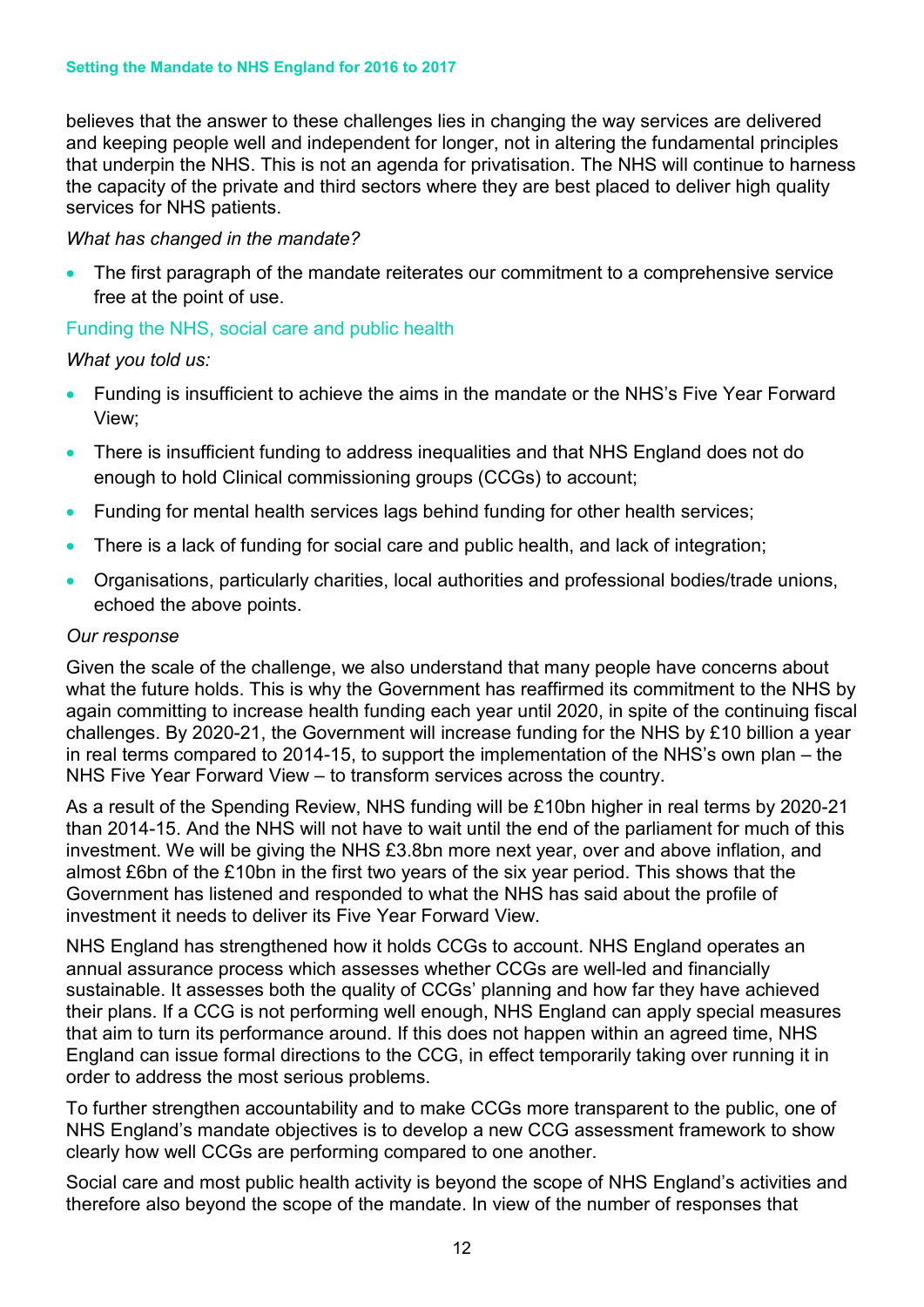believes that the answer to these challenges lies in changing the way services are delivered and keeping people well and independent for longer, not in altering the fundamental principles that underpin the NHS. This is not an agenda for privatisation. The NHS will continue to harness the capacity of the private and third sectors where they are best placed to deliver high quality services for NHS patients.

*What has changed in the mandate?*

- The first paragraph of the mandate reiterates our commitment to a comprehensive service free at the point of use.

## Funding the NHS, social care and public health

*What you told us:*

- Funding is insufficient to achieve the aims in the mandate or the NHS's Five Year Forward View;
- There is insufficient funding to address inequalities and that NHS England does not do enough to hold Clinical commissioning groups (CCGs) to account;
- Funding for mental health services lags behind funding for other health services;
- There is a lack of funding for social care and public health, and lack of integration;
- Organisations, particularly charities, local authorities and professional bodies/trade unions, echoed the above points.

*Our response*

Given the scale of the challenge, we also understand that many people have concerns about what the future holds. This is why the Government has reaffirmed its commitment to the NHS by again committing to increase health funding each year until 2020, in spite of the continuing fiscal challenges. By 2020-21, the Government will increase funding for the NHS by £10 billion a year in real terms compared to 2014-15, to support the implementation of the NHS's own plan – the NHS Five Year Forward View – to transform services across the country.

As a result of the Spending Review, NHS funding will be £10bn higher in real terms by 2020-21 than 2014-15. And the NHS will not have to wait until the end of the parliament for much of this investment. We will be giving the NHS £3.8bn more next year, over and above inflation, and almost £6bn of the £10bn in the first two years of the six year period. This shows that the Government has listened and responded to what the NHS has said about the profile of investment it needs to deliver its Five Year Forward View.

NHS England has strengthened how it holds CCGs to account. NHS England operates an annual assurance process which assesses whether CCGs are well-led and financially sustainable. It assesses both the quality of CCGs' planning and how far they have achieved their plans. If a CCG is not performing well enough, NHS England can apply special measures that aim to turn its performance around. If this does not happen within an agreed time, NHS England can issue formal directions to the CCG, in effect temporarily taking over running it in order to address the most serious problems.

To further strengthen accountability and to make CCGs more transparent to the public, one of NHS England's mandate objectives is to develop a new CCG assessment framework to show clearly how well CCGs are performing compared to one another.

Social care and most public health activity is beyond the scope of NHS England's activities and therefore also beyond the scope of the mandate. In view of the number of responses that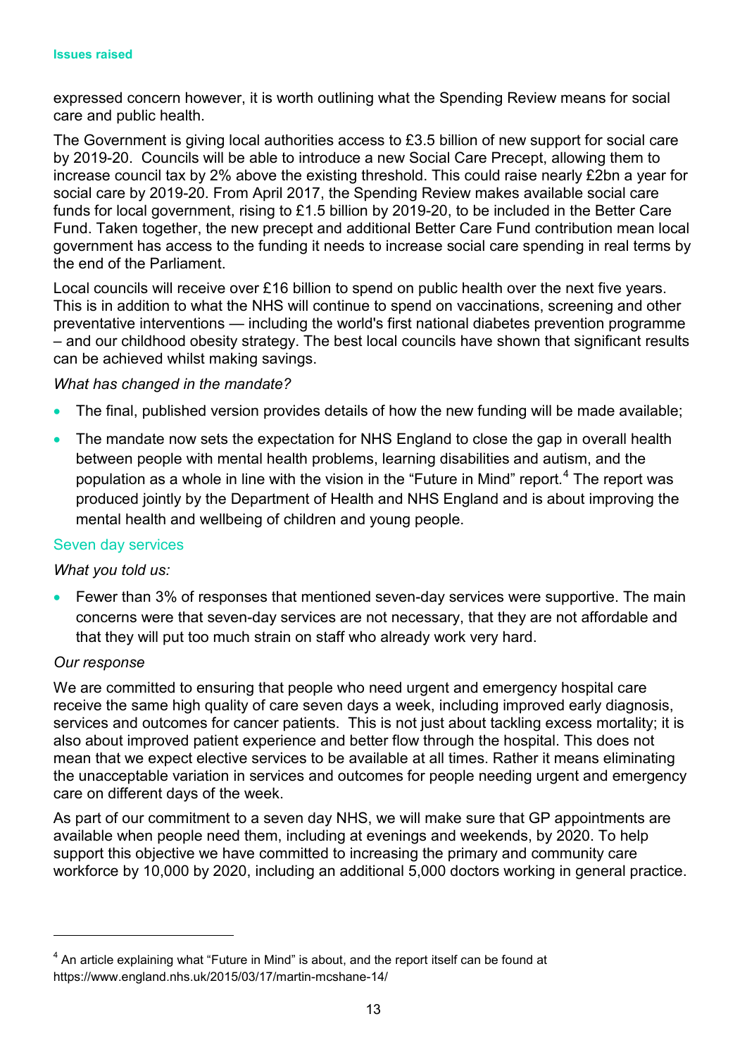expressed concern however, it is worth outlining what the Spending Review means for social care and public health.

The Government is giving local authorities access to £3.5 billion of new support for social care by 2019-20. Councils will be able to introduce a new Social Care Precept, allowing them to increase council tax by 2% above the existing threshold. This could raise nearly £2bn a year for social care by 2019-20. From April 2017, the Spending Review makes available social care funds for local government, rising to £1.5 billion by 2019-20, to be included in the Better Care Fund. Taken together, the new precept and additional Better Care Fund contribution mean local government has access to the funding it needs to increase social care spending in real terms by the end of the Parliament.

Local councils will receive over £16 billion to spend on public health over the next five years. This is in addition to what the NHS will continue to spend on vaccinations, screening and other preventative interventions — including the world's first national diabetes prevention programme – and our childhood obesity strategy. The best local councils have shown that significant results can be achieved whilst making savings.

*What has changed in the mandate?*

- The final, published version provides details of how the new funding will be made available;
- The mandate now sets the expectation for NHS England to close the gap in overall health between people with mental health problems, learning disabilities and autism, and the population as a whole in line with the vision in the "Future in Mind" report.[4] The report was produced jointly by the Department of Health and NHS England and is about improving the mental health and wellbeing of children and young people.

## Seven day services

*What you told us:*

- Fewer than 3% of responses that mentioned seven-day services were supportive. The main concerns were that seven-day services are not necessary, that they are not affordable and that they will put too much strain on staff who already work very hard.

*Our response*

We are committed to ensuring that people who need urgent and emergency hospital care receive the same high quality of care seven days a week, including improved early diagnosis, services and outcomes for cancer patients. This is not just about tackling excess mortality; it is also about improved patient experience and better flow through the hospital. This does not mean that we expect elective services to be available at all times. Rather it means eliminating the unacceptable variation in services and outcomes for people needing urgent and emergency care on different days of the week.

As part of our commitment to a seven day NHS, we will make sure that GP appointments are available when people need them, including at evenings and weekends, by 2020. To help support this objective we have committed to increasing the primary and community care workforce by 10,000 by 2020, including an additional 5,000 doctors working in general practice.

---

[4] An article explaining what "Future in Mind" is about, and the report itself can be found at https://www.england.nhs.uk/2015/03/17/martin-mcshane-14/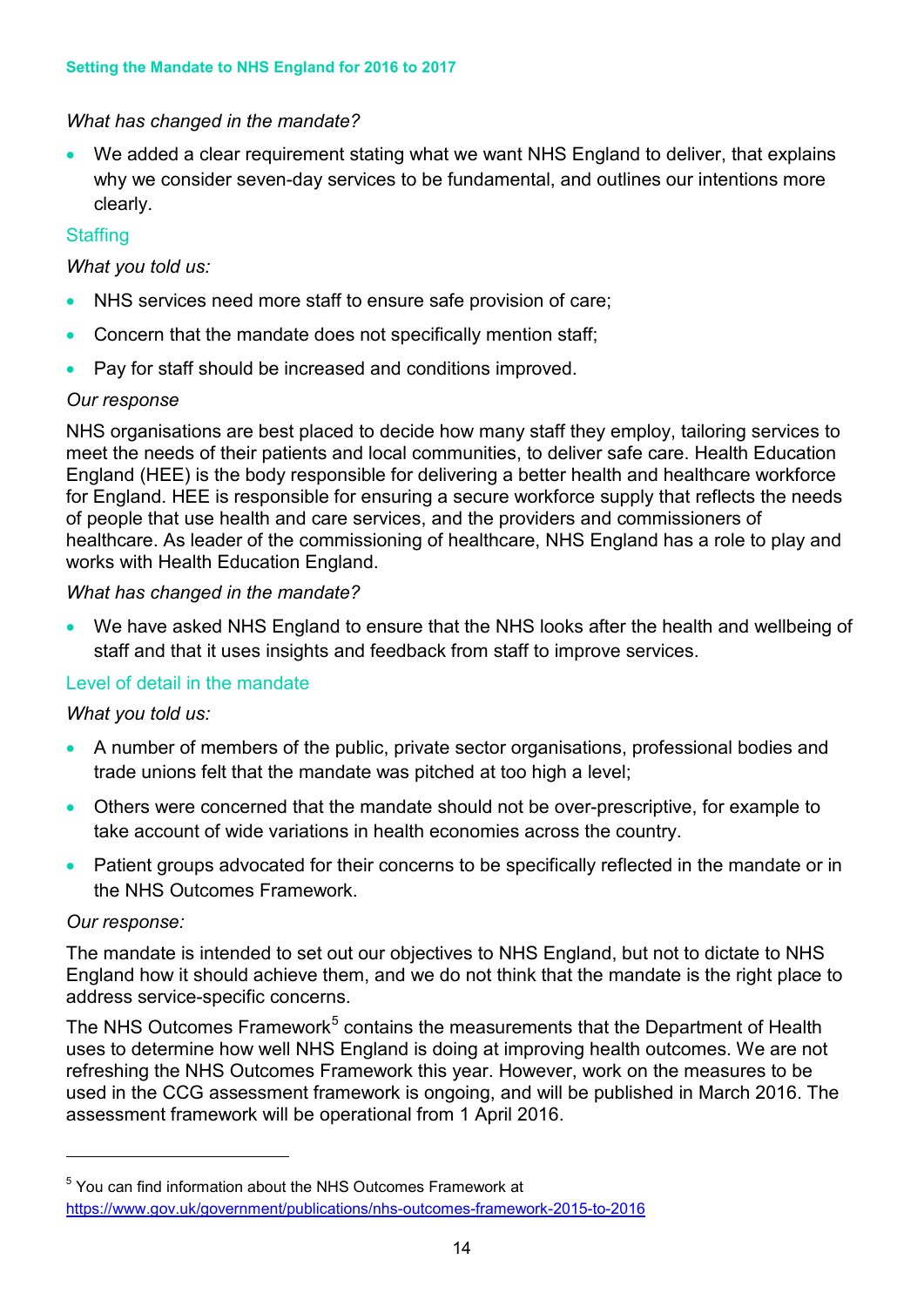*What has changed in the mandate?*

- We added a clear requirement stating what we want NHS England to deliver, that explains why we consider seven-day services to be fundamental, and outlines our intentions more clearly.

### Staffing

*What you told us:*

- NHS services need more staff to ensure safe provision of care;
- Concern that the mandate does not specifically mention staff;
- Pay for staff should be increased and conditions improved.

*Our response*

NHS organisations are best placed to decide how many staff they employ, tailoring services to meet the needs of their patients and local communities, to deliver safe care. Health Education England (HEE) is the body responsible for delivering a better health and healthcare workforce for England. HEE is responsible for ensuring a secure workforce supply that reflects the needs of people that use health and care services, and the providers and commissioners of healthcare. As leader of the commissioning of healthcare, NHS England has a role to play and works with Health Education England.

*What has changed in the mandate?*

- We have asked NHS England to ensure that the NHS looks after the health and wellbeing of staff and that it uses insights and feedback from staff to improve services.

### Level of detail in the mandate

*What you told us:*

- A number of members of the public, private sector organisations, professional bodies and trade unions felt that the mandate was pitched at too high a level;
- Others were concerned that the mandate should not be over-prescriptive, for example to take account of wide variations in health economies across the country.
- Patient groups advocated for their concerns to be specifically reflected in the mandate or in the NHS Outcomes Framework.

*Our response:*

The mandate is intended to set out our objectives to NHS England, but not to dictate to NHS England how it should achieve them, and we do not think that the mandate is the right place to address service-specific concerns.

The NHS Outcomes Framework[5] contains the measurements that the Department of Health uses to determine how well NHS England is doing at improving health outcomes. We are not refreshing the NHS Outcomes Framework this year. However, work on the measures to be used in the CCG assessment framework is ongoing, and will be published in March 2016. The assessment framework will be operational from 1 April 2016.

---

[5] You can find information about the NHS Outcomes Framework at https://www.gov.uk/government/publications/nhs-outcomes-framework-2015-to-2016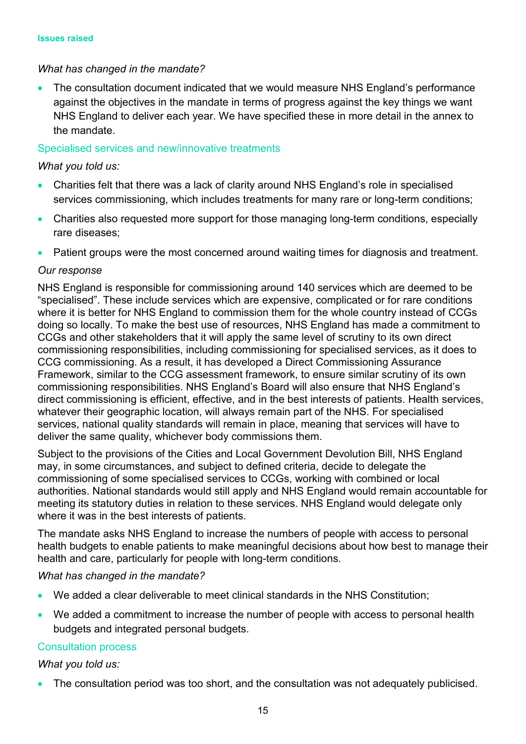*What has changed in the mandate?*

- The consultation document indicated that we would measure NHS England's performance against the objectives in the mandate in terms of progress against the key things we want NHS England to deliver each year. We have specified these in more detail in the annex to the mandate.

### Specialised services and new/innovative treatments

*What you told us:*

- Charities felt that there was a lack of clarity around NHS England's role in specialised services commissioning, which includes treatments for many rare or long-term conditions;
- Charities also requested more support for those managing long-term conditions, especially rare diseases;
- Patient groups were the most concerned around waiting times for diagnosis and treatment.

*Our response*

NHS England is responsible for commissioning around 140 services which are deemed to be "specialised". These include services which are expensive, complicated or for rare conditions where it is better for NHS England to commission them for the whole country instead of CCGs doing so locally. To make the best use of resources, NHS England has made a commitment to CCGs and other stakeholders that it will apply the same level of scrutiny to its own direct commissioning responsibilities, including commissioning for specialised services, as it does to CCG commissioning. As a result, it has developed a Direct Commissioning Assurance Framework, similar to the CCG assessment framework, to ensure similar scrutiny of its own commissioning responsibilities. NHS England's Board will also ensure that NHS England's direct commissioning is efficient, effective, and in the best interests of patients. Health services, whatever their geographic location, will always remain part of the NHS. For specialised services, national quality standards will remain in place, meaning that services will have to deliver the same quality, whichever body commissions them.

Subject to the provisions of the Cities and Local Government Devolution Bill, NHS England may, in some circumstances, and subject to defined criteria, decide to delegate the commissioning of some specialised services to CCGs, working with combined or local authorities. National standards would still apply and NHS England would remain accountable for meeting its statutory duties in relation to these services. NHS England would delegate only where it was in the best interests of patients.

The mandate asks NHS England to increase the numbers of people with access to personal health budgets to enable patients to make meaningful decisions about how best to manage their health and care, particularly for people with long-term conditions.

*What has changed in the mandate?*

- We added a clear deliverable to meet clinical standards in the NHS Constitution;
- We added a commitment to increase the number of people with access to personal health budgets and integrated personal budgets.

### Consultation process

*What you told us:*

- The consultation period was too short, and the consultation was not adequately publicised.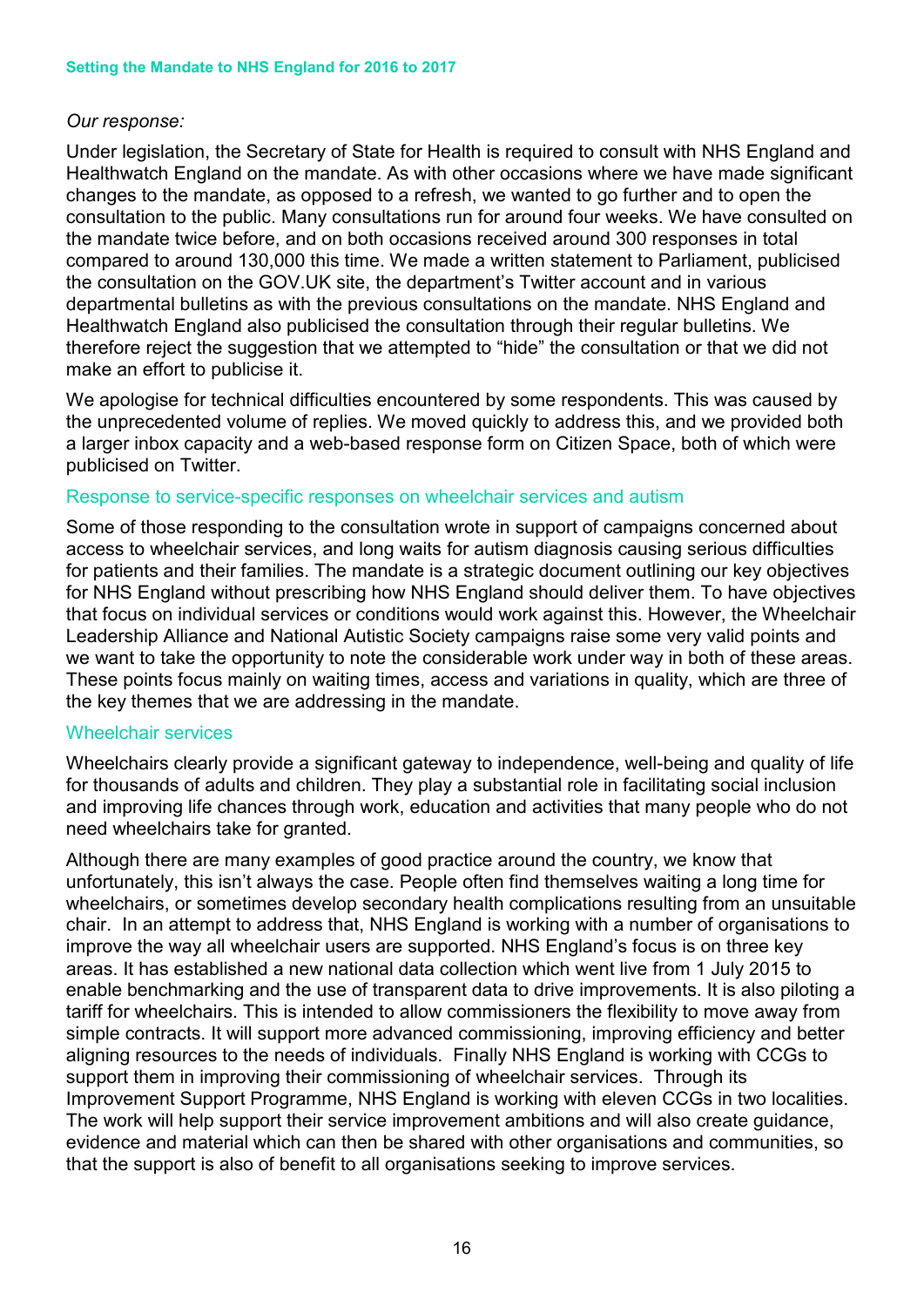*Our response:*

Under legislation, the Secretary of State for Health is required to consult with NHS England and Healthwatch England on the mandate. As with other occasions where we have made significant changes to the mandate, as opposed to a refresh, we wanted to go further and to open the consultation to the public. Many consultations run for around four weeks. We have consulted on the mandate twice before, and on both occasions received around 300 responses in total compared to around 130,000 this time. We made a written statement to Parliament, publicised the consultation on the GOV.UK site, the department's Twitter account and in various departmental bulletins as with the previous consultations on the mandate. NHS England and Healthwatch England also publicised the consultation through their regular bulletins. We therefore reject the suggestion that we attempted to "hide" the consultation or that we did not make an effort to publicise it.

We apologise for technical difficulties encountered by some respondents. This was caused by the unprecedented volume of replies. We moved quickly to address this, and we provided both a larger inbox capacity and a web-based response form on Citizen Space, both of which were publicised on Twitter.

## Response to service-specific responses on wheelchair services and autism

Some of those responding to the consultation wrote in support of campaigns concerned about access to wheelchair services, and long waits for autism diagnosis causing serious difficulties for patients and their families. The mandate is a strategic document outlining our key objectives for NHS England without prescribing how NHS England should deliver them. To have objectives that focus on individual services or conditions would work against this. However, the Wheelchair Leadership Alliance and National Autistic Society campaigns raise some very valid points and we want to take the opportunity to note the considerable work under way in both of these areas. These points focus mainly on waiting times, access and variations in quality, which are three of the key themes that we are addressing in the mandate.

### Wheelchair services

Wheelchairs clearly provide a significant gateway to independence, well-being and quality of life for thousands of adults and children. They play a substantial role in facilitating social inclusion and improving life chances through work, education and activities that many people who do not need wheelchairs take for granted.

Although there are many examples of good practice around the country, we know that unfortunately, this isn't always the case. People often find themselves waiting a long time for wheelchairs, or sometimes develop secondary health complications resulting from an unsuitable chair. In an attempt to address that, NHS England is working with a number of organisations to improve the way all wheelchair users are supported. NHS England's focus is on three key areas. It has established a new national data collection which went live from 1 July 2015 to enable benchmarking and the use of transparent data to drive improvements. It is also piloting a tariff for wheelchairs. This is intended to allow commissioners the flexibility to move away from simple contracts. It will support more advanced commissioning, improving efficiency and better aligning resources to the needs of individuals. Finally NHS England is working with CCGs to support them in improving their commissioning of wheelchair services. Through its Improvement Support Programme, NHS England is working with eleven CCGs in two localities. The work will help support their service improvement ambitions and will also create guidance, evidence and material which can then be shared with other organisations and communities, so that the support is also of benefit to all organisations seeking to improve services.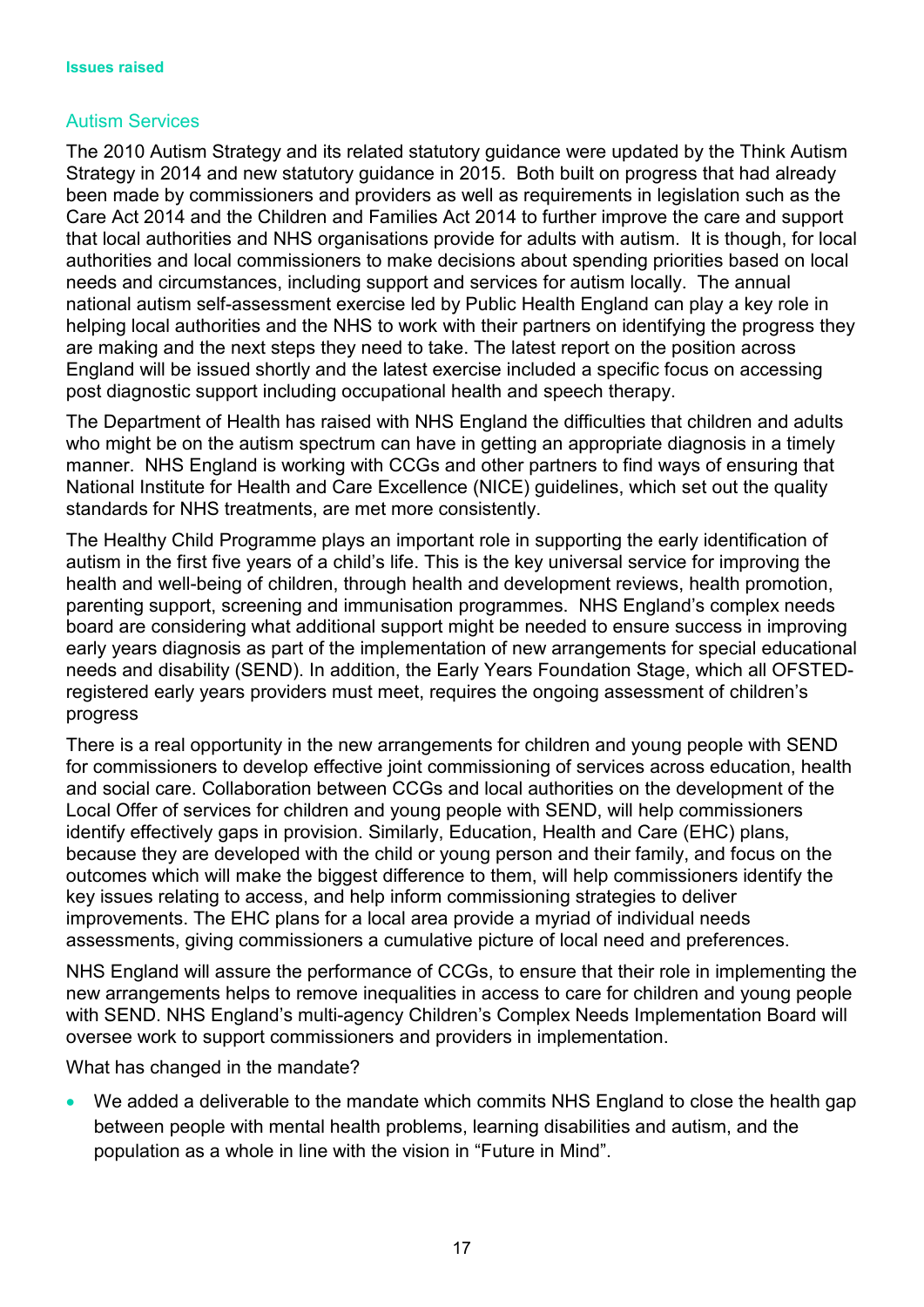**Issues raised**

## Autism Services

The 2010 Autism Strategy and its related statutory guidance were updated by the Think Autism Strategy in 2014 and new statutory guidance in 2015. Both built on progress that had already been made by commissioners and providers as well as requirements in legislation such as the Care Act 2014 and the Children and Families Act 2014 to further improve the care and support that local authorities and NHS organisations provide for adults with autism. It is though, for local authorities and local commissioners to make decisions about spending priorities based on local needs and circumstances, including support and services for autism locally. The annual national autism self-assessment exercise led by Public Health England can play a key role in helping local authorities and the NHS to work with their partners on identifying the progress they are making and the next steps they need to take. The latest report on the position across England will be issued shortly and the latest exercise included a specific focus on accessing post diagnostic support including occupational health and speech therapy.

The Department of Health has raised with NHS England the difficulties that children and adults who might be on the autism spectrum can have in getting an appropriate diagnosis in a timely manner. NHS England is working with CCGs and other partners to find ways of ensuring that National Institute for Health and Care Excellence (NICE) guidelines, which set out the quality standards for NHS treatments, are met more consistently.

The Healthy Child Programme plays an important role in supporting the early identification of autism in the first five years of a child's life. This is the key universal service for improving the health and well-being of children, through health and development reviews, health promotion, parenting support, screening and immunisation programmes. NHS England's complex needs board are considering what additional support might be needed to ensure success in improving early years diagnosis as part of the implementation of new arrangements for special educational needs and disability (SEND). In addition, the Early Years Foundation Stage, which all OFSTED-registered early years providers must meet, requires the ongoing assessment of children's progress

There is a real opportunity in the new arrangements for children and young people with SEND for commissioners to develop effective joint commissioning of services across education, health and social care. Collaboration between CCGs and local authorities on the development of the Local Offer of services for children and young people with SEND, will help commissioners identify effectively gaps in provision. Similarly, Education, Health and Care (EHC) plans, because they are developed with the child or young person and their family, and focus on the outcomes which will make the biggest difference to them, will help commissioners identify the key issues relating to access, and help inform commissioning strategies to deliver improvements. The EHC plans for a local area provide a myriad of individual needs assessments, giving commissioners a cumulative picture of local need and preferences.

NHS England will assure the performance of CCGs, to ensure that their role in implementing the new arrangements helps to remove inequalities in access to care for children and young people with SEND. NHS England's multi-agency Children's Complex Needs Implementation Board will oversee work to support commissioners and providers in implementation.

What has changed in the mandate?

- We added a deliverable to the mandate which commits NHS England to close the health gap between people with mental health problems, learning disabilities and autism, and the population as a whole in line with the vision in "Future in Mind".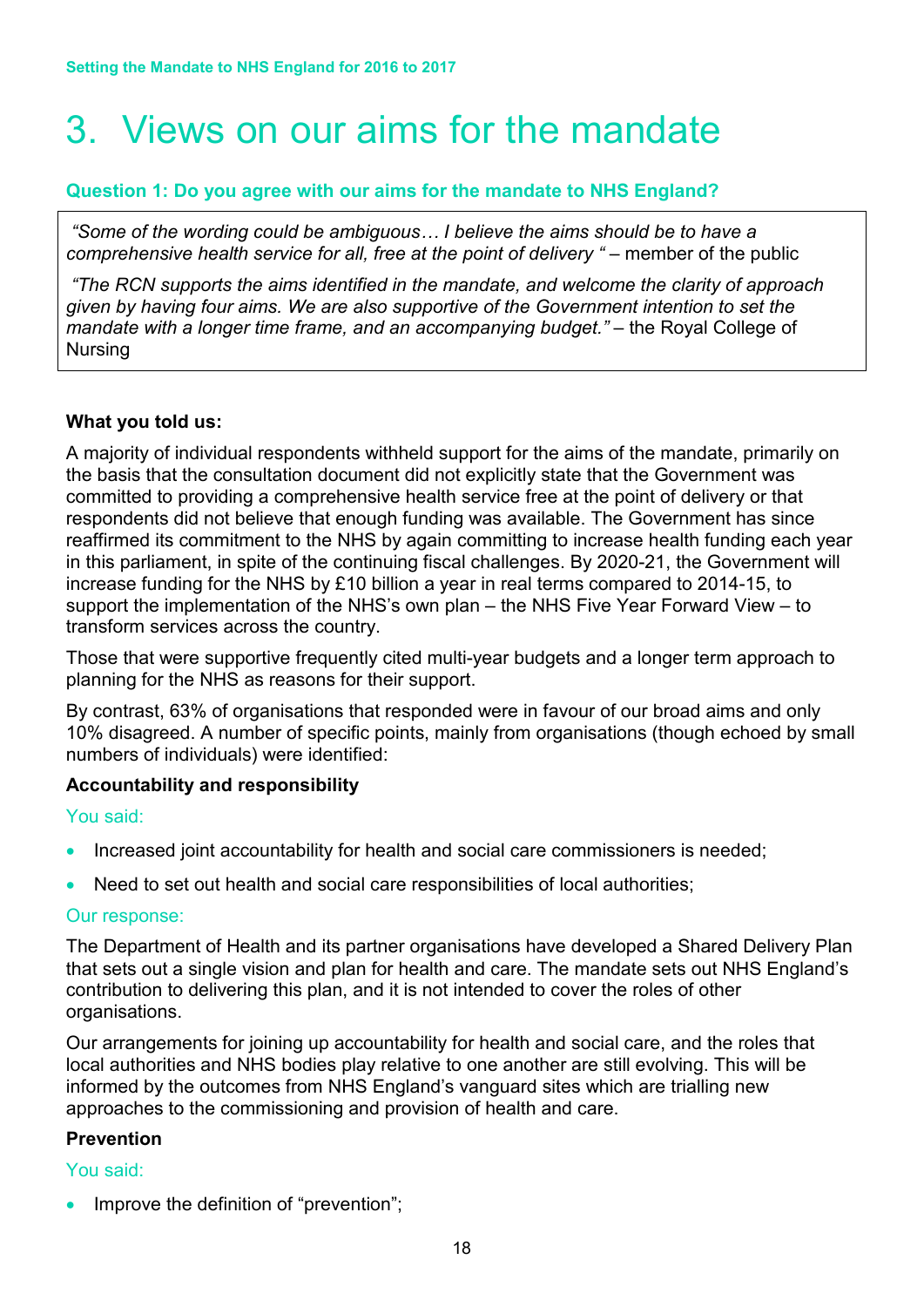# 3. Views on our aims for the mandate

### Question 1: Do you agree with our aims for the mandate to NHS England?

> *"Some of the wording could be ambiguous… I believe the aims should be to have a comprehensive health service for all, free at the point of delivery "* – member of the public
>
> *"The RCN supports the aims identified in the mandate, and welcome the clarity of approach given by having four aims. We are also supportive of the Government intention to set the mandate with a longer time frame, and an accompanying budget."* – the Royal College of Nursing

**What you told us:**

A majority of individual respondents withheld support for the aims of the mandate, primarily on the basis that the consultation document did not explicitly state that the Government was committed to providing a comprehensive health service free at the point of delivery or that respondents did not believe that enough funding was available. The Government has since reaffirmed its commitment to the NHS by again committing to increase health funding each year in this parliament, in spite of the continuing fiscal challenges. By 2020-21, the Government will increase funding for the NHS by £10 billion a year in real terms compared to 2014-15, to support the implementation of the NHS's own plan – the NHS Five Year Forward View – to transform services across the country.

Those that were supportive frequently cited multi-year budgets and a longer term approach to planning for the NHS as reasons for their support.

By contrast, 63% of organisations that responded were in favour of our broad aims and only 10% disagreed. A number of specific points, mainly from organisations (though echoed by small numbers of individuals) were identified:

**Accountability and responsibility**

You said:

- Increased joint accountability for health and social care commissioners is needed;
- Need to set out health and social care responsibilities of local authorities;

Our response:

The Department of Health and its partner organisations have developed a Shared Delivery Plan that sets out a single vision and plan for health and care. The mandate sets out NHS England's contribution to delivering this plan, and it is not intended to cover the roles of other organisations.

Our arrangements for joining up accountability for health and social care, and the roles that local authorities and NHS bodies play relative to one another are still evolving. This will be informed by the outcomes from NHS England's vanguard sites which are trialling new approaches to the commissioning and provision of health and care.

**Prevention**

You said:

- Improve the definition of "prevention";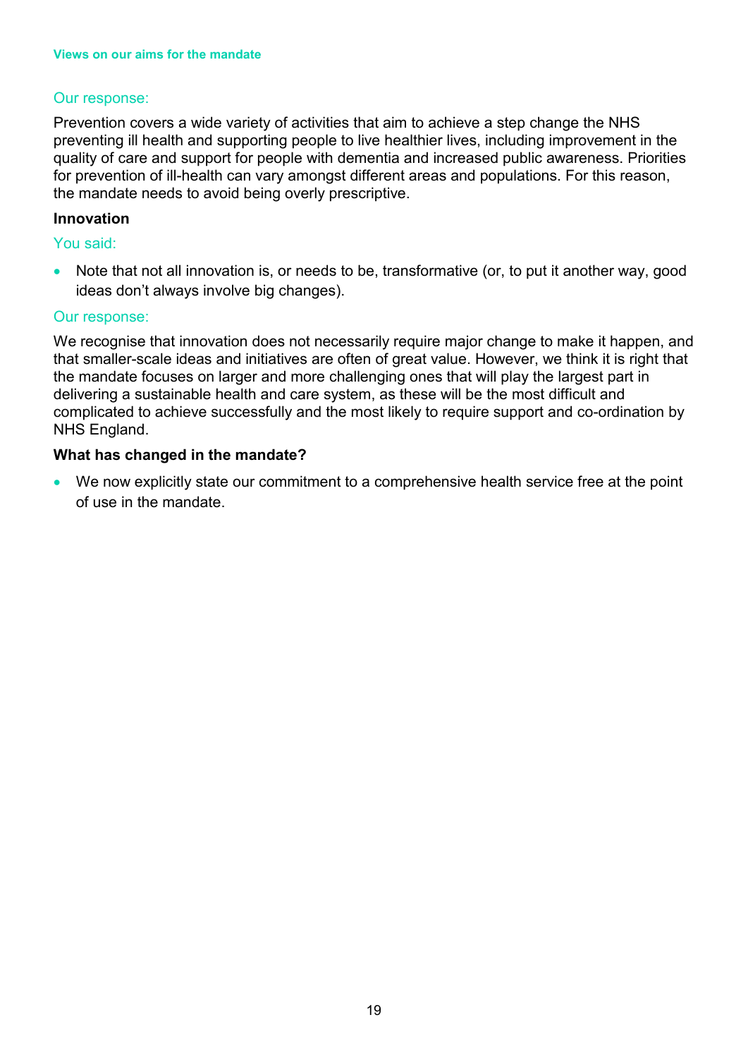Our response:

Prevention covers a wide variety of activities that aim to achieve a step change the NHS preventing ill health and supporting people to live healthier lives, including improvement in the quality of care and support for people with dementia and increased public awareness. Priorities for prevention of ill-health can vary amongst different areas and populations. For this reason, the mandate needs to avoid being overly prescriptive.

**Innovation**

You said:

- Note that not all innovation is, or needs to be, transformative (or, to put it another way, good ideas don't always involve big changes).

Our response:

We recognise that innovation does not necessarily require major change to make it happen, and that smaller-scale ideas and initiatives are often of great value. However, we think it is right that the mandate focuses on larger and more challenging ones that will play the largest part in delivering a sustainable health and care system, as these will be the most difficult and complicated to achieve successfully and the most likely to require support and co-ordination by NHS England.

**What has changed in the mandate?**

- We now explicitly state our commitment to a comprehensive health service free at the point of use in the mandate.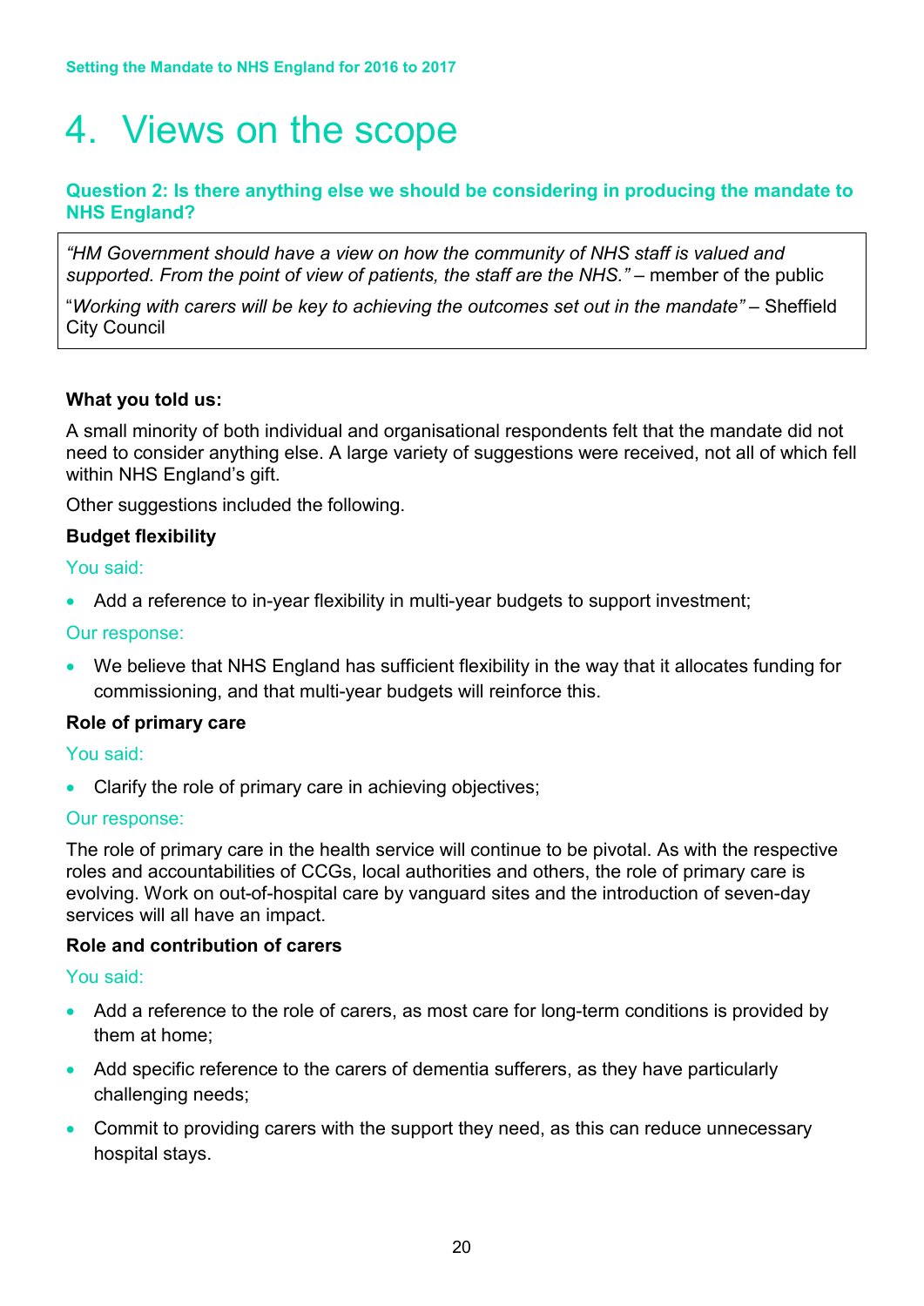# 4. Views on the scope

### Question 2: Is there anything else we should be considering in producing the mandate to NHS England?

> *"HM Government should have a view on how the community of NHS staff is valued and supported. From the point of view of patients, the staff are the NHS."* – member of the public
>
> "*Working with carers will be key to achieving the outcomes set out in the mandate"* – Sheffield City Council

**What you told us:**

A small minority of both individual and organisational respondents felt that the mandate did not need to consider anything else. A large variety of suggestions were received, not all of which fell within NHS England's gift.

Other suggestions included the following.

**Budget flexibility**

You said:

- Add a reference to in-year flexibility in multi-year budgets to support investment;

Our response:

- We believe that NHS England has sufficient flexibility in the way that it allocates funding for commissioning, and that multi-year budgets will reinforce this.

**Role of primary care**

You said:

- Clarify the role of primary care in achieving objectives;

Our response:

The role of primary care in the health service will continue to be pivotal. As with the respective roles and accountabilities of CCGs, local authorities and others, the role of primary care is evolving. Work on out-of-hospital care by vanguard sites and the introduction of seven-day services will all have an impact.

**Role and contribution of carers**

You said:

- Add a reference to the role of carers, as most care for long-term conditions is provided by them at home;
- Add specific reference to the carers of dementia sufferers, as they have particularly challenging needs;
- Commit to providing carers with the support they need, as this can reduce unnecessary hospital stays.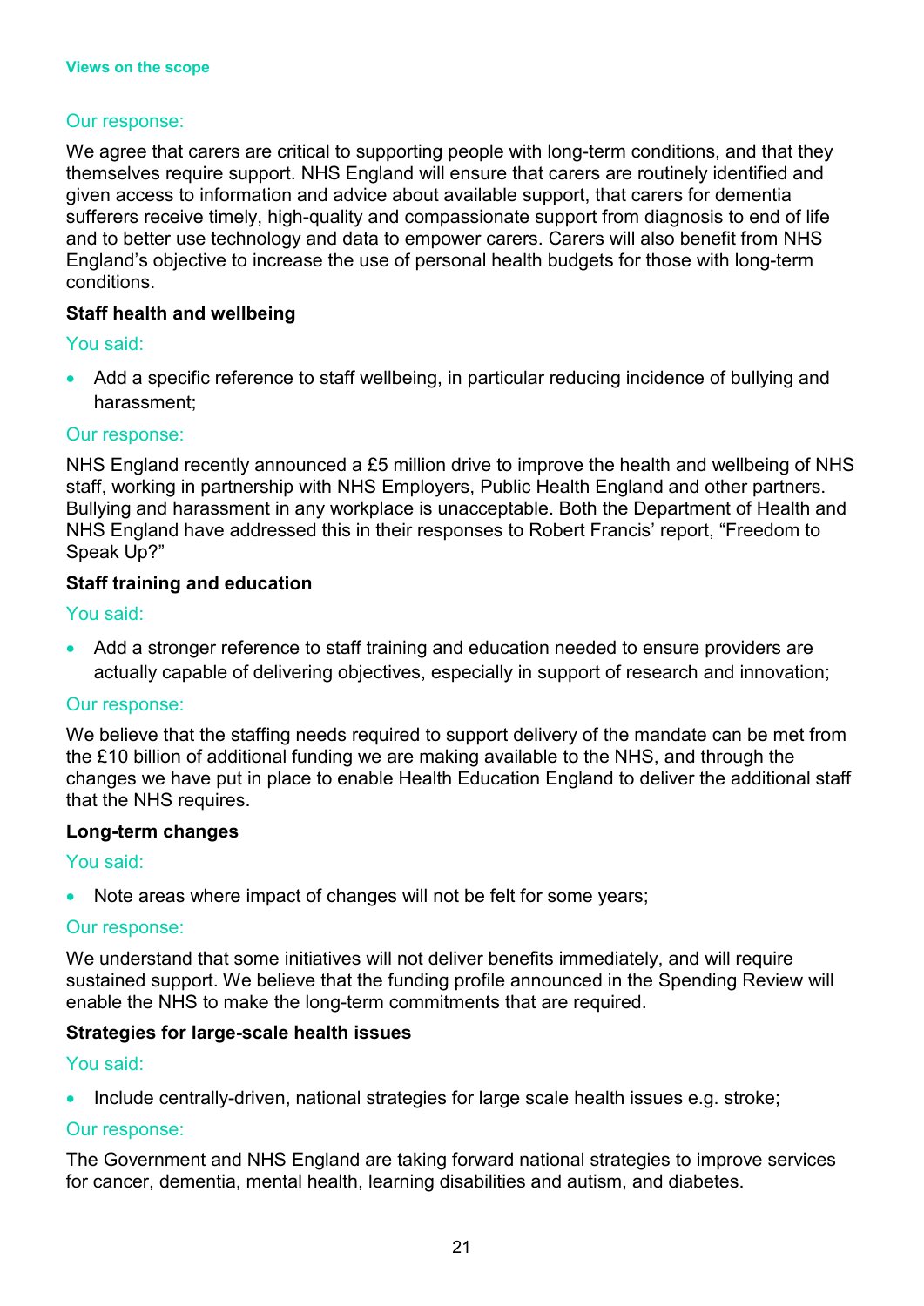Our response:

We agree that carers are critical to supporting people with long-term conditions, and that they themselves require support. NHS England will ensure that carers are routinely identified and given access to information and advice about available support, that carers for dementia sufferers receive timely, high-quality and compassionate support from diagnosis to end of life and to better use technology and data to empower carers. Carers will also benefit from NHS England's objective to increase the use of personal health budgets for those with long-term conditions.

**Staff health and wellbeing**

You said:

- Add a specific reference to staff wellbeing, in particular reducing incidence of bullying and harassment;

Our response:

NHS England recently announced a £5 million drive to improve the health and wellbeing of NHS staff, working in partnership with NHS Employers, Public Health England and other partners. Bullying and harassment in any workplace is unacceptable. Both the Department of Health and NHS England have addressed this in their responses to Robert Francis' report, "Freedom to Speak Up?"

**Staff training and education**

You said:

- Add a stronger reference to staff training and education needed to ensure providers are actually capable of delivering objectives, especially in support of research and innovation;

Our response:

We believe that the staffing needs required to support delivery of the mandate can be met from the £10 billion of additional funding we are making available to the NHS, and through the changes we have put in place to enable Health Education England to deliver the additional staff that the NHS requires.

**Long-term changes**

You said:

- Note areas where impact of changes will not be felt for some years;

Our response:

We understand that some initiatives will not deliver benefits immediately, and will require sustained support. We believe that the funding profile announced in the Spending Review will enable the NHS to make the long-term commitments that are required.

**Strategies for large-scale health issues**

You said:

- Include centrally-driven, national strategies for large scale health issues e.g. stroke;

Our response:

The Government and NHS England are taking forward national strategies to improve services for cancer, dementia, mental health, learning disabilities and autism, and diabetes.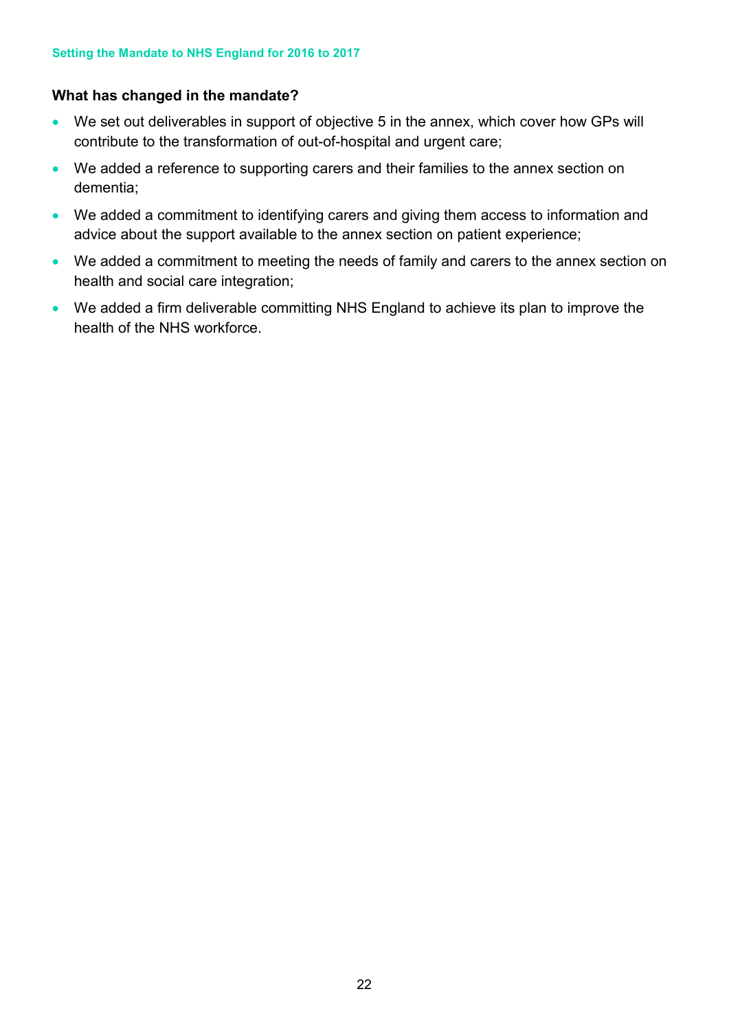**What has changed in the mandate?**

- We set out deliverables in support of objective 5 in the annex, which cover how GPs will contribute to the transformation of out-of-hospital and urgent care;
- We added a reference to supporting carers and their families to the annex section on dementia;
- We added a commitment to identifying carers and giving them access to information and advice about the support available to the annex section on patient experience;
- We added a commitment to meeting the needs of family and carers to the annex section on health and social care integration;
- We added a firm deliverable committing NHS England to achieve its plan to improve the health of the NHS workforce.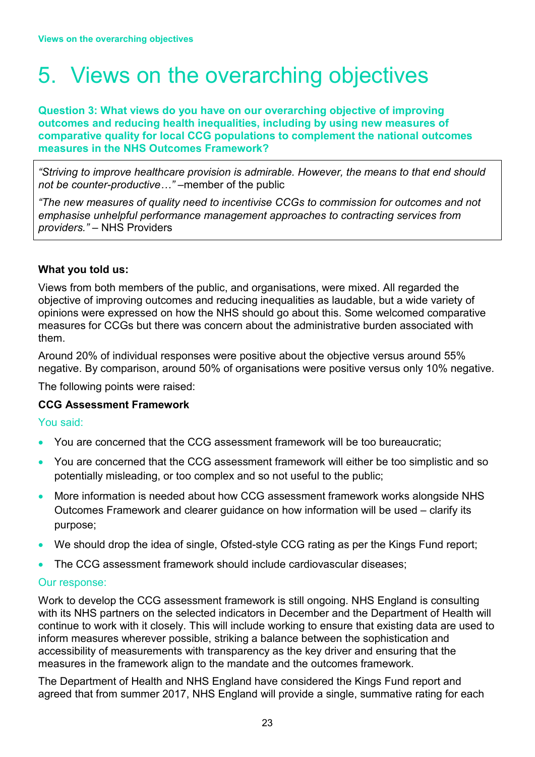# 5. Views on the overarching objectives

**Question 3: What views do you have on our overarching objective of improving outcomes and reducing health inequalities, including by using new measures of comparative quality for local CCG populations to complement the national outcomes measures in the NHS Outcomes Framework?**

> *"Striving to improve healthcare provision is admirable. However, the means to that end should not be counter-productive…"* –member of the public
>
> *"The new measures of quality need to incentivise CCGs to commission for outcomes and not emphasise unhelpful performance management approaches to contracting services from providers."* – NHS Providers

**What you told us:**

Views from both members of the public, and organisations, were mixed. All regarded the objective of improving outcomes and reducing inequalities as laudable, but a wide variety of opinions were expressed on how the NHS should go about this. Some welcomed comparative measures for CCGs but there was concern about the administrative burden associated with them.

Around 20% of individual responses were positive about the objective versus around 55% negative. By comparison, around 50% of organisations were positive versus only 10% negative.

The following points were raised:

**CCG Assessment Framework**

You said:

- You are concerned that the CCG assessment framework will be too bureaucratic;
- You are concerned that the CCG assessment framework will either be too simplistic and so potentially misleading, or too complex and so not useful to the public;
- More information is needed about how CCG assessment framework works alongside NHS Outcomes Framework and clearer guidance on how information will be used – clarify its purpose;
- We should drop the idea of single, Ofsted-style CCG rating as per the Kings Fund report;
- The CCG assessment framework should include cardiovascular diseases;

Our response:

Work to develop the CCG assessment framework is still ongoing. NHS England is consulting with its NHS partners on the selected indicators in December and the Department of Health will continue to work with it closely. This will include working to ensure that existing data are used to inform measures wherever possible, striking a balance between the sophistication and accessibility of measurements with transparency as the key driver and ensuring that the measures in the framework align to the mandate and the outcomes framework.

The Department of Health and NHS England have considered the Kings Fund report and agreed that from summer 2017, NHS England will provide a single, summative rating for each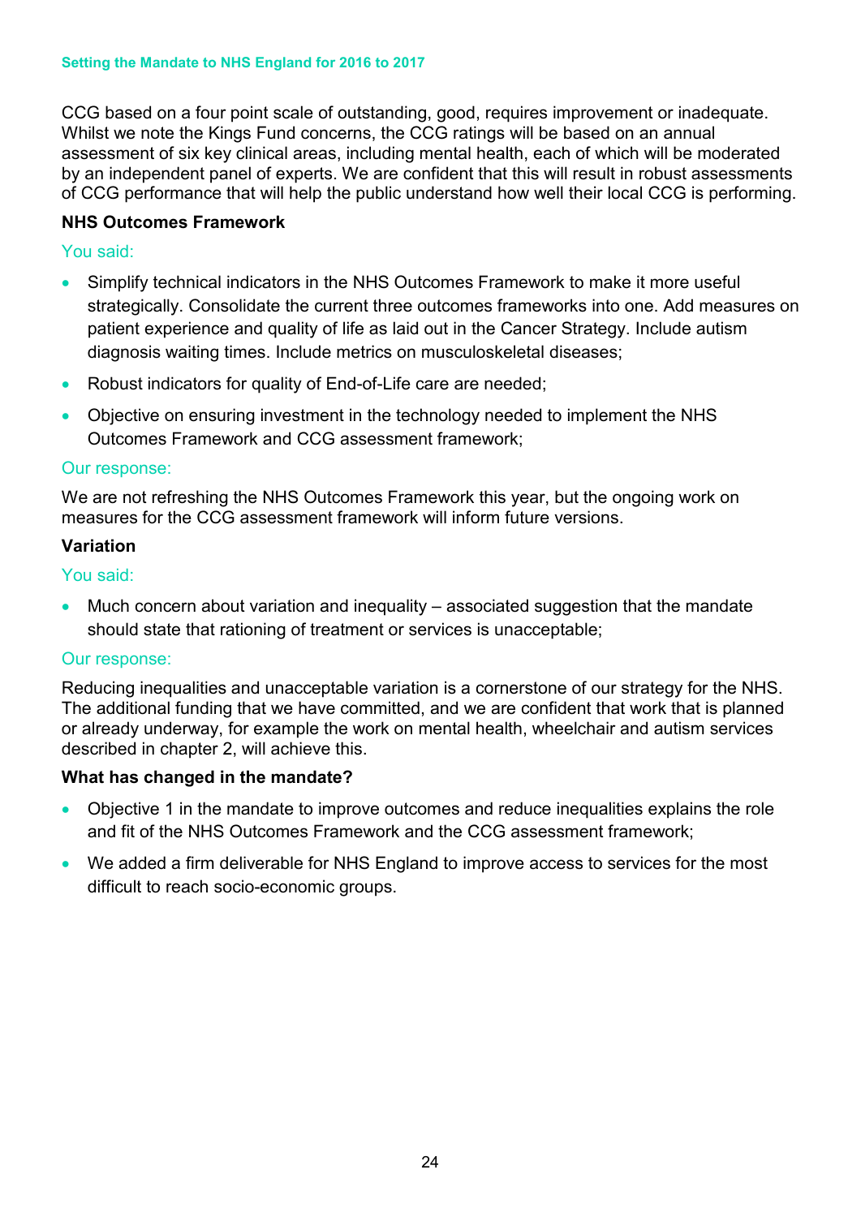CCG based on a four point scale of outstanding, good, requires improvement or inadequate. Whilst we note the Kings Fund concerns, the CCG ratings will be based on an annual assessment of six key clinical areas, including mental health, each of which will be moderated by an independent panel of experts. We are confident that this will result in robust assessments of CCG performance that will help the public understand how well their local CCG is performing.

**NHS Outcomes Framework**

You said:

- Simplify technical indicators in the NHS Outcomes Framework to make it more useful strategically. Consolidate the current three outcomes frameworks into one. Add measures on patient experience and quality of life as laid out in the Cancer Strategy. Include autism diagnosis waiting times. Include metrics on musculoskeletal diseases;
- Robust indicators for quality of End-of-Life care are needed;
- Objective on ensuring investment in the technology needed to implement the NHS Outcomes Framework and CCG assessment framework;

Our response:

We are not refreshing the NHS Outcomes Framework this year, but the ongoing work on measures for the CCG assessment framework will inform future versions.

**Variation**

You said:

- Much concern about variation and inequality – associated suggestion that the mandate should state that rationing of treatment or services is unacceptable;

Our response:

Reducing inequalities and unacceptable variation is a cornerstone of our strategy for the NHS. The additional funding that we have committed, and we are confident that work that is planned or already underway, for example the work on mental health, wheelchair and autism services described in chapter 2, will achieve this.

**What has changed in the mandate?**

- Objective 1 in the mandate to improve outcomes and reduce inequalities explains the role and fit of the NHS Outcomes Framework and the CCG assessment framework;
- We added a firm deliverable for NHS England to improve access to services for the most difficult to reach socio-economic groups.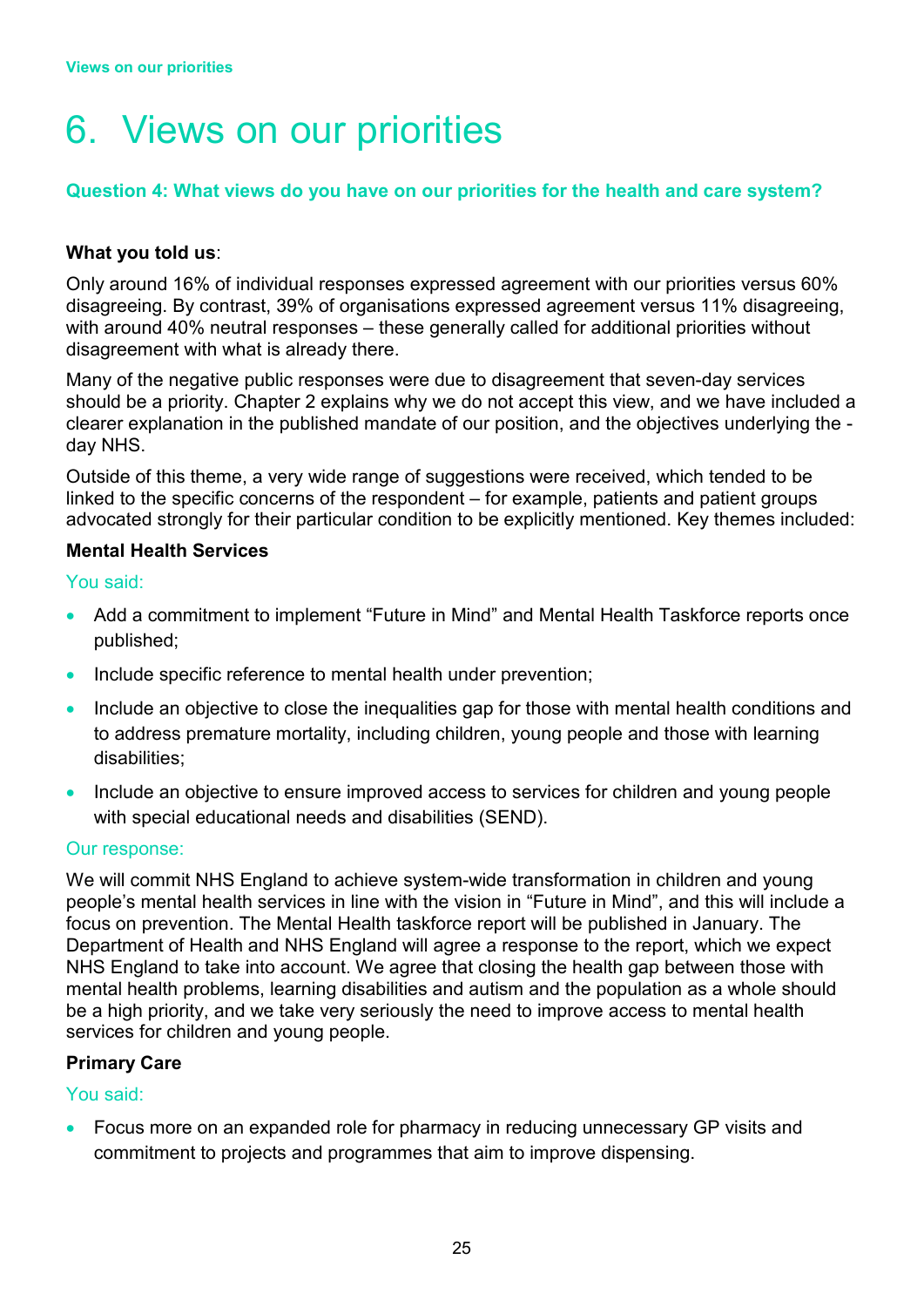// 6. Views on our priorities

**Question 4: What views do you have on our priorities for the health and care system?**

**What you told us**:

Only around 16% of individual responses expressed agreement with our priorities versus 60% disagreeing. By contrast, 39% of organisations expressed agreement versus 11% disagreeing, with around 40% neutral responses – these generally called for additional priorities without disagreement with what is already there.

Many of the negative public responses were due to disagreement that seven-day services should be a priority. Chapter 2 explains why we do not accept this view, and we have included a clearer explanation in the published mandate of our position, and the objectives underlying the -day NHS.

Outside of this theme, a very wide range of suggestions were received, which tended to be linked to the specific concerns of the respondent – for example, patients and patient groups advocated strongly for their particular condition to be explicitly mentioned. Key themes included:

**Mental Health Services**

You said:

- Add a commitment to implement "Future in Mind" and Mental Health Taskforce reports once published;
- Include specific reference to mental health under prevention;
- Include an objective to close the inequalities gap for those with mental health conditions and to address premature mortality, including children, young people and those with learning disabilities;
- Include an objective to ensure improved access to services for children and young people with special educational needs and disabilities (SEND).

Our response:

We will commit NHS England to achieve system-wide transformation in children and young people's mental health services in line with the vision in "Future in Mind", and this will include a focus on prevention. The Mental Health taskforce report will be published in January. The Department of Health and NHS England will agree a response to the report, which we expect NHS England to take into account. We agree that closing the health gap between those with mental health problems, learning disabilities and autism and the population as a whole should be a high priority, and we take very seriously the need to improve access to mental health services for children and young people.

**Primary Care**

You said:

- Focus more on an expanded role for pharmacy in reducing unnecessary GP visits and commitment to projects and programmes that aim to improve dispensing.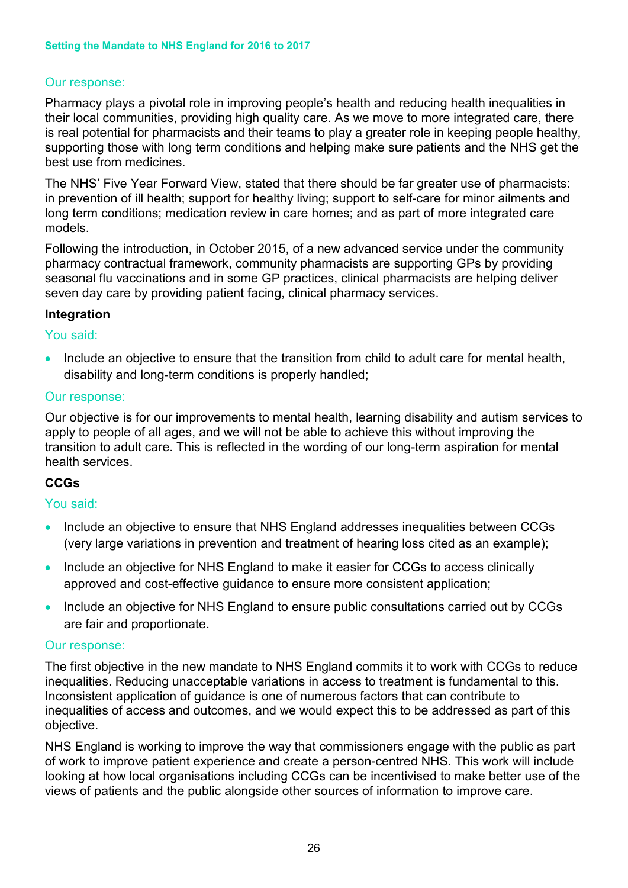Our response:

Pharmacy plays a pivotal role in improving people's health and reducing health inequalities in their local communities, providing high quality care. As we move to more integrated care, there is real potential for pharmacists and their teams to play a greater role in keeping people healthy, supporting those with long term conditions and helping make sure patients and the NHS get the best use from medicines.

The NHS' Five Year Forward View, stated that there should be far greater use of pharmacists: in prevention of ill health; support for healthy living; support to self-care for minor ailments and long term conditions; medication review in care homes; and as part of more integrated care models.

Following the introduction, in October 2015, of a new advanced service under the community pharmacy contractual framework, community pharmacists are supporting GPs by providing seasonal flu vaccinations and in some GP practices, clinical pharmacists are helping deliver seven day care by providing patient facing, clinical pharmacy services.

**Integration**

You said:

- Include an objective to ensure that the transition from child to adult care for mental health, disability and long-term conditions is properly handled;

Our response:

Our objective is for our improvements to mental health, learning disability and autism services to apply to people of all ages, and we will not be able to achieve this without improving the transition to adult care. This is reflected in the wording of our long-term aspiration for mental health services.

**CCGs**

You said:

- Include an objective to ensure that NHS England addresses inequalities between CCGs (very large variations in prevention and treatment of hearing loss cited as an example);
- Include an objective for NHS England to make it easier for CCGs to access clinically approved and cost-effective guidance to ensure more consistent application;
- Include an objective for NHS England to ensure public consultations carried out by CCGs are fair and proportionate.

Our response:

The first objective in the new mandate to NHS England commits it to work with CCGs to reduce inequalities. Reducing unacceptable variations in access to treatment is fundamental to this. Inconsistent application of guidance is one of numerous factors that can contribute to inequalities of access and outcomes, and we would expect this to be addressed as part of this objective.

NHS England is working to improve the way that commissioners engage with the public as part of work to improve patient experience and create a person-centred NHS. This work will include looking at how local organisations including CCGs can be incentivised to make better use of the views of patients and the public alongside other sources of information to improve care.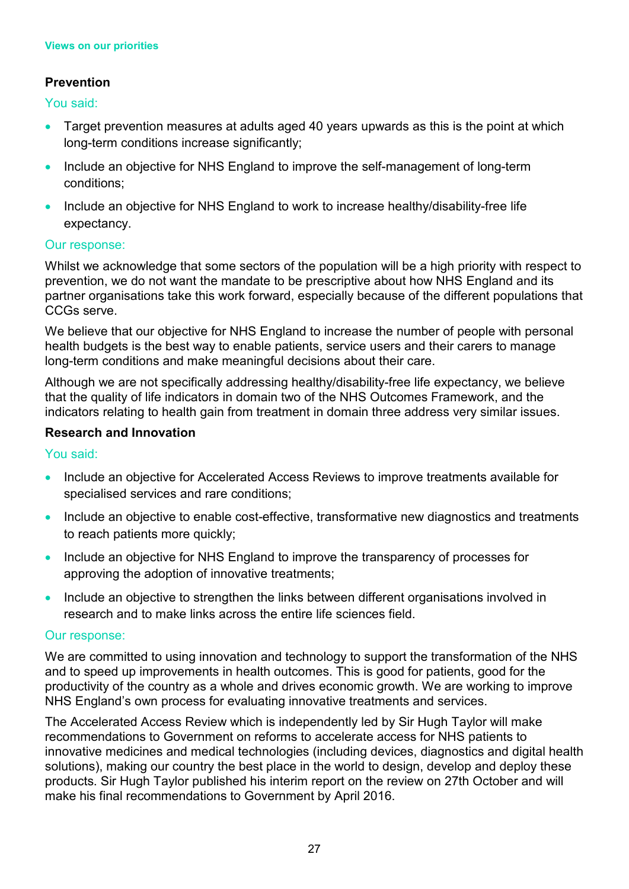## Prevention

You said:

- Target prevention measures at adults aged 40 years upwards as this is the point at which long-term conditions increase significantly;
- Include an objective for NHS England to improve the self-management of long-term conditions;
- Include an objective for NHS England to work to increase healthy/disability-free life expectancy.

Our response:

Whilst we acknowledge that some sectors of the population will be a high priority with respect to prevention, we do not want the mandate to be prescriptive about how NHS England and its partner organisations take this work forward, especially because of the different populations that CCGs serve.

We believe that our objective for NHS England to increase the number of people with personal health budgets is the best way to enable patients, service users and their carers to manage long-term conditions and make meaningful decisions about their care.

Although we are not specifically addressing healthy/disability-free life expectancy, we believe that the quality of life indicators in domain two of the NHS Outcomes Framework, and the indicators relating to health gain from treatment in domain three address very similar issues.

## Research and Innovation

You said:

- Include an objective for Accelerated Access Reviews to improve treatments available for specialised services and rare conditions;
- Include an objective to enable cost-effective, transformative new diagnostics and treatments to reach patients more quickly;
- Include an objective for NHS England to improve the transparency of processes for approving the adoption of innovative treatments;
- Include an objective to strengthen the links between different organisations involved in research and to make links across the entire life sciences field.

Our response:

We are committed to using innovation and technology to support the transformation of the NHS and to speed up improvements in health outcomes. This is good for patients, good for the productivity of the country as a whole and drives economic growth. We are working to improve NHS England's own process for evaluating innovative treatments and services.

The Accelerated Access Review which is independently led by Sir Hugh Taylor will make recommendations to Government on reforms to accelerate access for NHS patients to innovative medicines and medical technologies (including devices, diagnostics and digital health solutions), making our country the best place in the world to design, develop and deploy these products. Sir Hugh Taylor published his interim report on the review on 27th October and will make his final recommendations to Government by April 2016.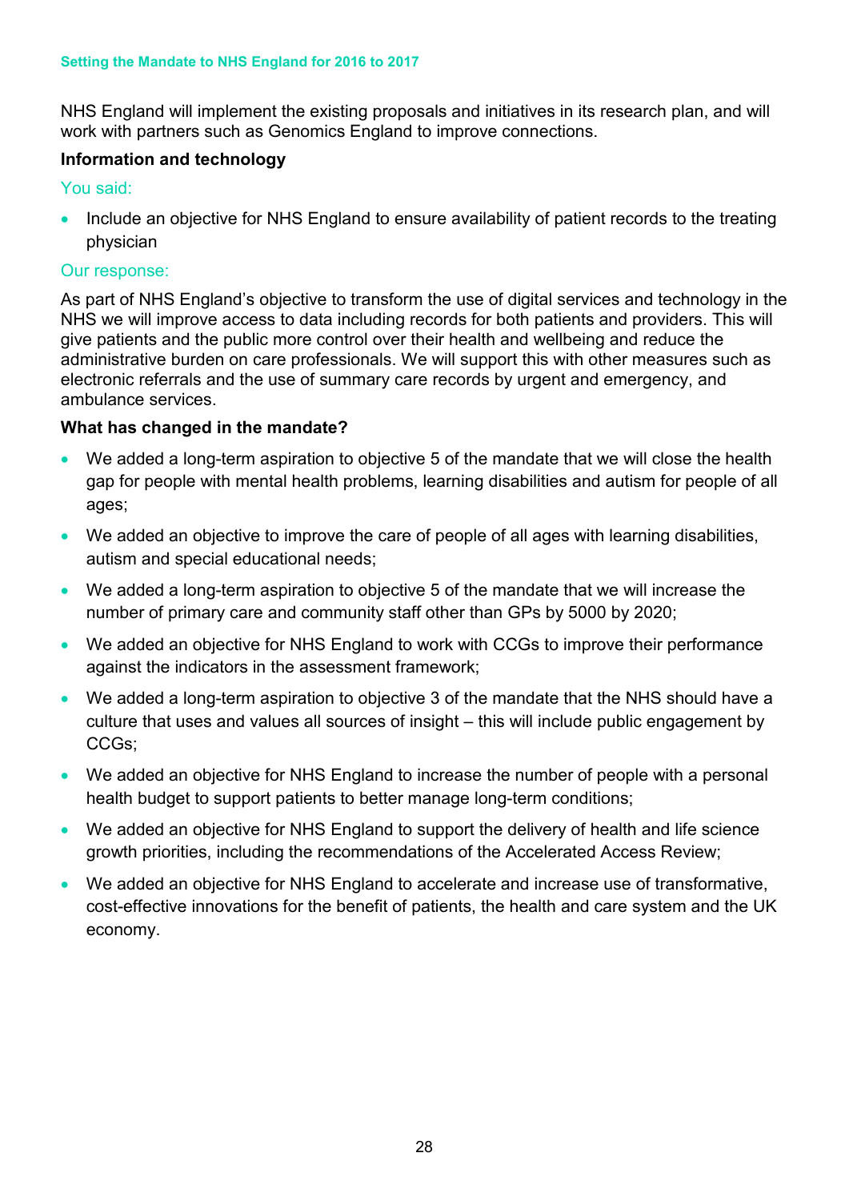NHS England will implement the existing proposals and initiatives in its research plan, and will work with partners such as Genomics England to improve connections.

**Information and technology**

You said:

- Include an objective for NHS England to ensure availability of patient records to the treating physician

Our response:

As part of NHS England's objective to transform the use of digital services and technology in the NHS we will improve access to data including records for both patients and providers. This will give patients and the public more control over their health and wellbeing and reduce the administrative burden on care professionals. We will support this with other measures such as electronic referrals and the use of summary care records by urgent and emergency, and ambulance services.

**What has changed in the mandate?**

- We added a long-term aspiration to objective 5 of the mandate that we will close the health gap for people with mental health problems, learning disabilities and autism for people of all ages;
- We added an objective to improve the care of people of all ages with learning disabilities, autism and special educational needs;
- We added a long-term aspiration to objective 5 of the mandate that we will increase the number of primary care and community staff other than GPs by 5000 by 2020;
- We added an objective for NHS England to work with CCGs to improve their performance against the indicators in the assessment framework;
- We added a long-term aspiration to objective 3 of the mandate that the NHS should have a culture that uses and values all sources of insight – this will include public engagement by CCGs;
- We added an objective for NHS England to increase the number of people with a personal health budget to support patients to better manage long-term conditions;
- We added an objective for NHS England to support the delivery of health and life science growth priorities, including the recommendations of the Accelerated Access Review;
- We added an objective for NHS England to accelerate and increase use of transformative, cost-effective innovations for the benefit of patients, the health and care system and the UK economy.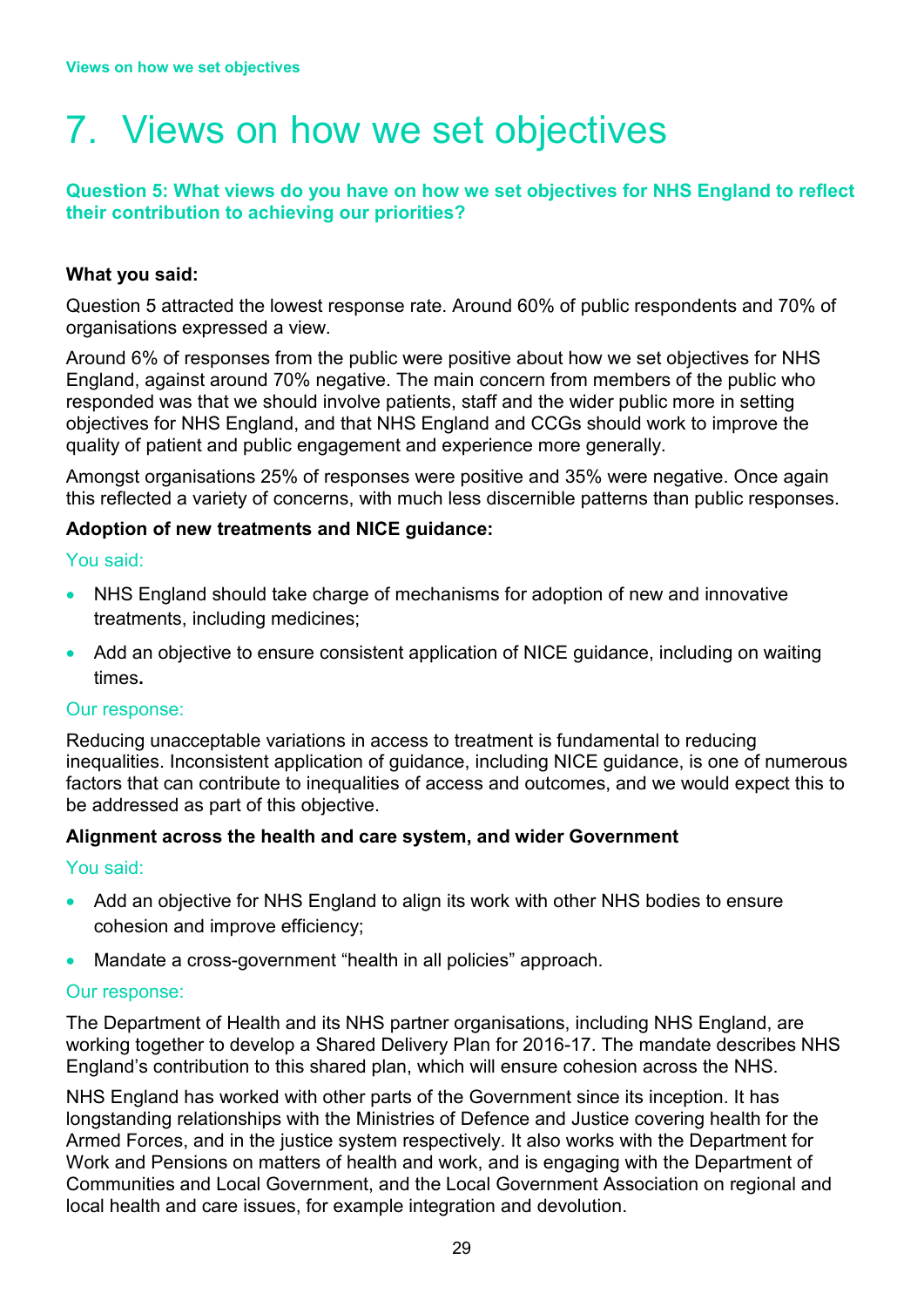# 7. Views on how we set objectives

**Question 5: What views do you have on how we set objectives for NHS England to reflect their contribution to achieving our priorities?**

**What you said:**

Question 5 attracted the lowest response rate. Around 60% of public respondents and 70% of organisations expressed a view.

Around 6% of responses from the public were positive about how we set objectives for NHS England, against around 70% negative. The main concern from members of the public who responded was that we should involve patients, staff and the wider public more in setting objectives for NHS England, and that NHS England and CCGs should work to improve the quality of patient and public engagement and experience more generally.

Amongst organisations 25% of responses were positive and 35% were negative. Once again this reflected a variety of concerns, with much less discernible patterns than public responses.

**Adoption of new treatments and NICE guidance:**

You said:

- NHS England should take charge of mechanisms for adoption of new and innovative treatments, including medicines;
- Add an objective to ensure consistent application of NICE guidance, including on waiting times**.**

Our response:

Reducing unacceptable variations in access to treatment is fundamental to reducing inequalities. Inconsistent application of guidance, including NICE guidance, is one of numerous factors that can contribute to inequalities of access and outcomes, and we would expect this to be addressed as part of this objective.

**Alignment across the health and care system, and wider Government**

You said:

- Add an objective for NHS England to align its work with other NHS bodies to ensure cohesion and improve efficiency;
- Mandate a cross-government "health in all policies" approach.

Our response:

The Department of Health and its NHS partner organisations, including NHS England, are working together to develop a Shared Delivery Plan for 2016-17. The mandate describes NHS England's contribution to this shared plan, which will ensure cohesion across the NHS.

NHS England has worked with other parts of the Government since its inception. It has longstanding relationships with the Ministries of Defence and Justice covering health for the Armed Forces, and in the justice system respectively. It also works with the Department for Work and Pensions on matters of health and work, and is engaging with the Department of Communities and Local Government, and the Local Government Association on regional and local health and care issues, for example integration and devolution.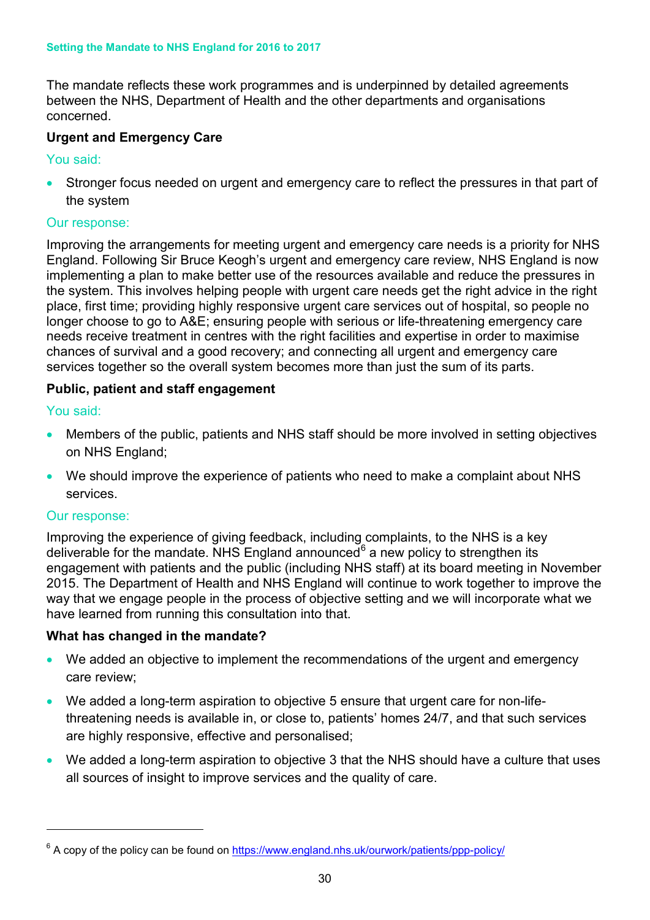The mandate reflects these work programmes and is underpinned by detailed agreements between the NHS, Department of Health and the other departments and organisations concerned.

**Urgent and Emergency Care**

You said:

- Stronger focus needed on urgent and emergency care to reflect the pressures in that part of the system

Our response:

Improving the arrangements for meeting urgent and emergency care needs is a priority for NHS England. Following Sir Bruce Keogh's urgent and emergency care review, NHS England is now implementing a plan to make better use of the resources available and reduce the pressures in the system. This involves helping people with urgent care needs get the right advice in the right place, first time; providing highly responsive urgent care services out of hospital, so people no longer choose to go to A&E; ensuring people with serious or life-threatening emergency care needs receive treatment in centres with the right facilities and expertise in order to maximise chances of survival and a good recovery; and connecting all urgent and emergency care services together so the overall system becomes more than just the sum of its parts.

**Public, patient and staff engagement**

You said:

- Members of the public, patients and NHS staff should be more involved in setting objectives on NHS England;
- We should improve the experience of patients who need to make a complaint about NHS services.

Our response:

Improving the experience of giving feedback, including complaints, to the NHS is a key deliverable for the mandate. NHS England announced[6] a new policy to strengthen its engagement with patients and the public (including NHS staff) at its board meeting in November 2015. The Department of Health and NHS England will continue to work together to improve the way that we engage people in the process of objective setting and we will incorporate what we have learned from running this consultation into that.

**What has changed in the mandate?**

- We added an objective to implement the recommendations of the urgent and emergency care review;
- We added a long-term aspiration to objective 5 ensure that urgent care for non-life-threatening needs is available in, or close to, patients' homes 24/7, and that such services are highly responsive, effective and personalised;
- We added a long-term aspiration to objective 3 that the NHS should have a culture that uses all sources of insight to improve services and the quality of care.

---

[6] A copy of the policy can be found on https://www.england.nhs.uk/ourwork/patients/ppp-policy/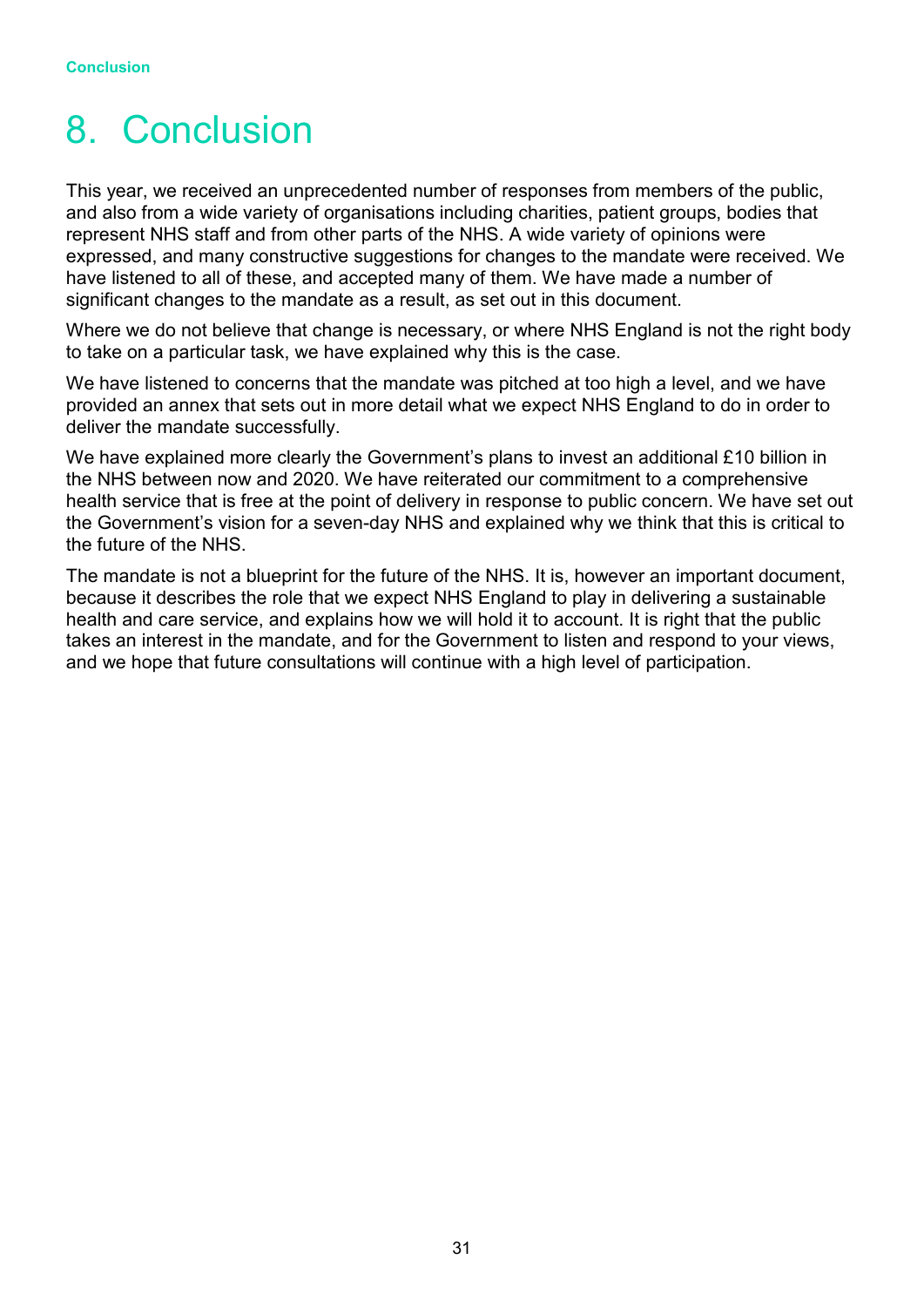# 8. Conclusion

This year, we received an unprecedented number of responses from members of the public, and also from a wide variety of organisations including charities, patient groups, bodies that represent NHS staff and from other parts of the NHS. A wide variety of opinions were expressed, and many constructive suggestions for changes to the mandate were received. We have listened to all of these, and accepted many of them. We have made a number of significant changes to the mandate as a result, as set out in this document.

Where we do not believe that change is necessary, or where NHS England is not the right body to take on a particular task, we have explained why this is the case.

We have listened to concerns that the mandate was pitched at too high a level, and we have provided an annex that sets out in more detail what we expect NHS England to do in order to deliver the mandate successfully.

We have explained more clearly the Government's plans to invest an additional £10 billion in the NHS between now and 2020. We have reiterated our commitment to a comprehensive health service that is free at the point of delivery in response to public concern. We have set out the Government's vision for a seven-day NHS and explained why we think that this is critical to the future of the NHS.

The mandate is not a blueprint for the future of the NHS. It is, however an important document, because it describes the role that we expect NHS England to play in delivering a sustainable health and care service, and explains how we will hold it to account. It is right that the public takes an interest in the mandate, and for the Government to listen and respond to your views, and we hope that future consultations will continue with a high level of participation.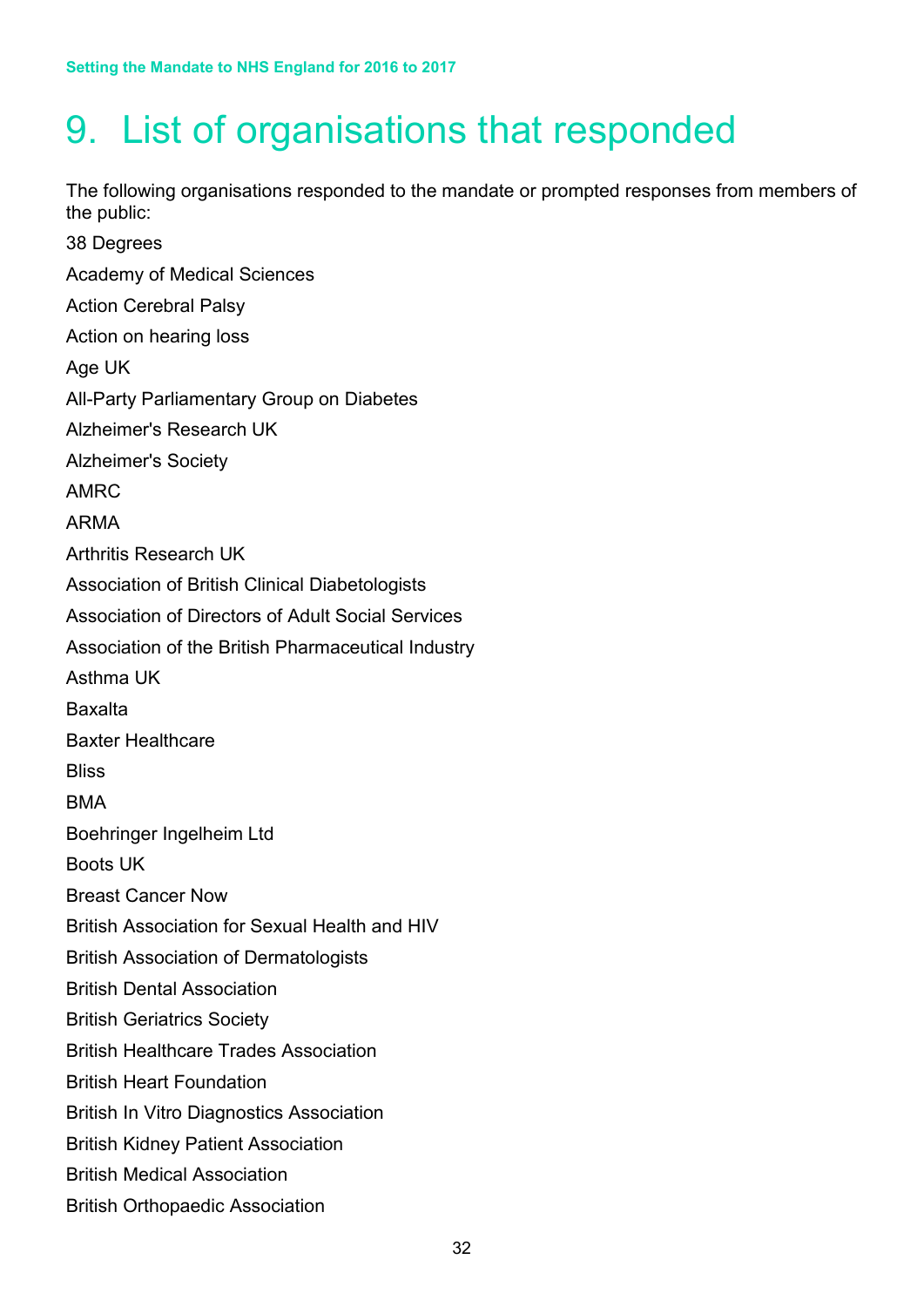# 9. List of organisations that responded

The following organisations responded to the mandate or prompted responses from members of the public:

38 Degrees

Academy of Medical Sciences

Action Cerebral Palsy

Action on hearing loss

Age UK

All-Party Parliamentary Group on Diabetes

Alzheimer's Research UK

Alzheimer's Society

AMRC

ARMA

Arthritis Research UK

Association of British Clinical Diabetologists

Association of Directors of Adult Social Services

Association of the British Pharmaceutical Industry

Asthma UK

Baxalta

Baxter Healthcare

Bliss

BMA

Boehringer Ingelheim Ltd

Boots UK

Breast Cancer Now

British Association for Sexual Health and HIV

British Association of Dermatologists

British Dental Association

British Geriatrics Society

British Healthcare Trades Association

British Heart Foundation

British In Vitro Diagnostics Association

British Kidney Patient Association

British Medical Association

British Orthopaedic Association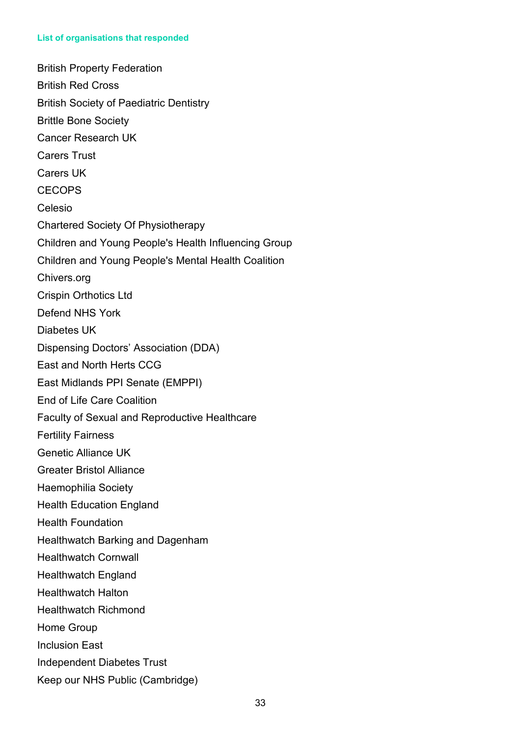#### List of organisations that responded

British Property Federation

British Red Cross

British Society of Paediatric Dentistry

Brittle Bone Society

Cancer Research UK

Carers Trust

Carers UK

CECOPS

Celesio

Chartered Society Of Physiotherapy

Children and Young People's Health Influencing Group

Children and Young People's Mental Health Coalition

Chivers.org

Crispin Orthotics Ltd

Defend NHS York

Diabetes UK

Dispensing Doctors' Association (DDA)

East and North Herts CCG

East Midlands PPI Senate (EMPPI)

End of Life Care Coalition

Faculty of Sexual and Reproductive Healthcare

Fertility Fairness

Genetic Alliance UK

Greater Bristol Alliance

Haemophilia Society

Health Education England

Health Foundation

Healthwatch Barking and Dagenham

Healthwatch Cornwall

Healthwatch England

Healthwatch Halton

Healthwatch Richmond

Home Group

Inclusion East

Independent Diabetes Trust

Keep our NHS Public (Cambridge)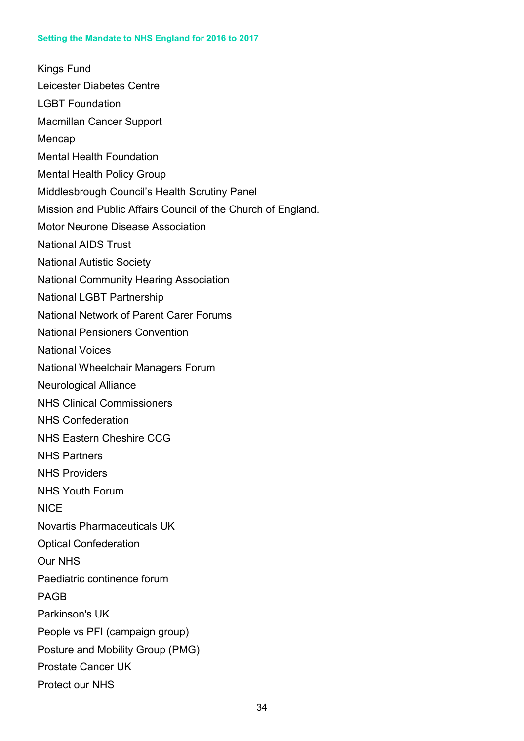Kings Fund

Leicester Diabetes Centre

LGBT Foundation

Macmillan Cancer Support

Mencap

Mental Health Foundation

Mental Health Policy Group

Middlesbrough Council's Health Scrutiny Panel

Mission and Public Affairs Council of the Church of England.

Motor Neurone Disease Association

National AIDS Trust

National Autistic Society

National Community Hearing Association

National LGBT Partnership

National Network of Parent Carer Forums

National Pensioners Convention

National Voices

National Wheelchair Managers Forum

Neurological Alliance

NHS Clinical Commissioners

NHS Confederation

NHS Eastern Cheshire CCG

NHS Partners

NHS Providers

NHS Youth Forum

NICE

Novartis Pharmaceuticals UK

Optical Confederation

Our NHS

Paediatric continence forum

PAGB

Parkinson's UK

People vs PFI (campaign group)

Posture and Mobility Group (PMG)

Prostate Cancer UK

Protect our NHS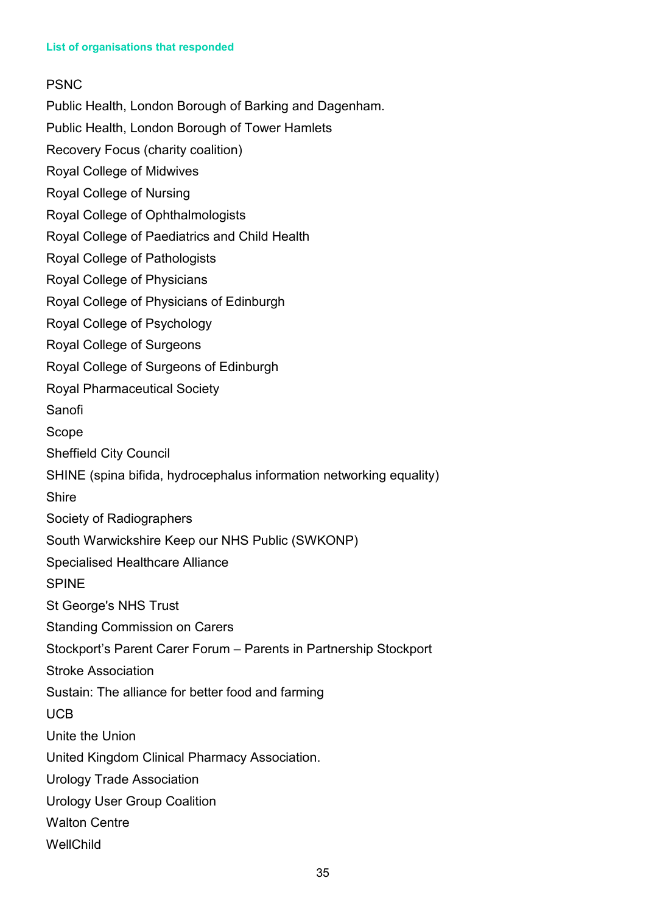#### List of organisations that responded

PSNC

Public Health, London Borough of Barking and Dagenham.

Public Health, London Borough of Tower Hamlets

Recovery Focus (charity coalition)

Royal College of Midwives

Royal College of Nursing

Royal College of Ophthalmologists

Royal College of Paediatrics and Child Health

Royal College of Pathologists

Royal College of Physicians

Royal College of Physicians of Edinburgh

Royal College of Psychology

Royal College of Surgeons

Royal College of Surgeons of Edinburgh

Royal Pharmaceutical Society

Sanofi

Scope

Sheffield City Council

SHINE (spina bifida, hydrocephalus information networking equality)

Shire

Society of Radiographers

South Warwickshire Keep our NHS Public (SWKONP)

Specialised Healthcare Alliance

SPINE

St George's NHS Trust

Standing Commission on Carers

Stockport's Parent Carer Forum – Parents in Partnership Stockport

Stroke Association

Sustain: The alliance for better food and farming

UCB

Unite the Union

United Kingdom Clinical Pharmacy Association.

Urology Trade Association

Urology User Group Coalition

Walton Centre

WellChild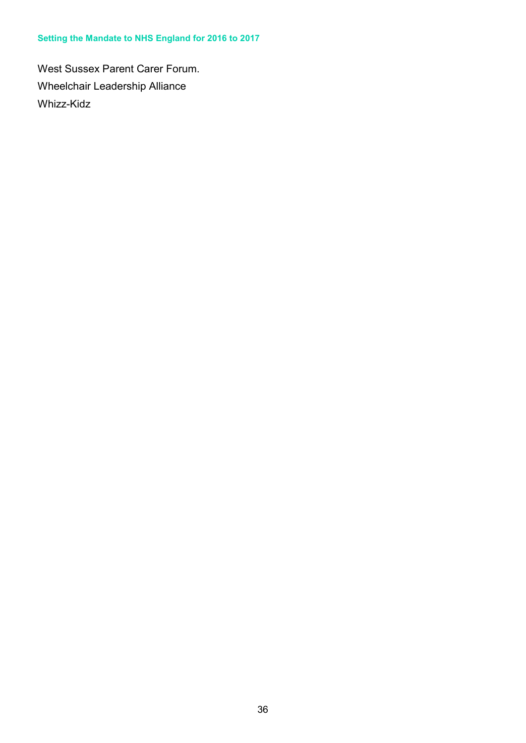West Sussex Parent Carer Forum.

Wheelchair Leadership Alliance

Whizz-Kidz